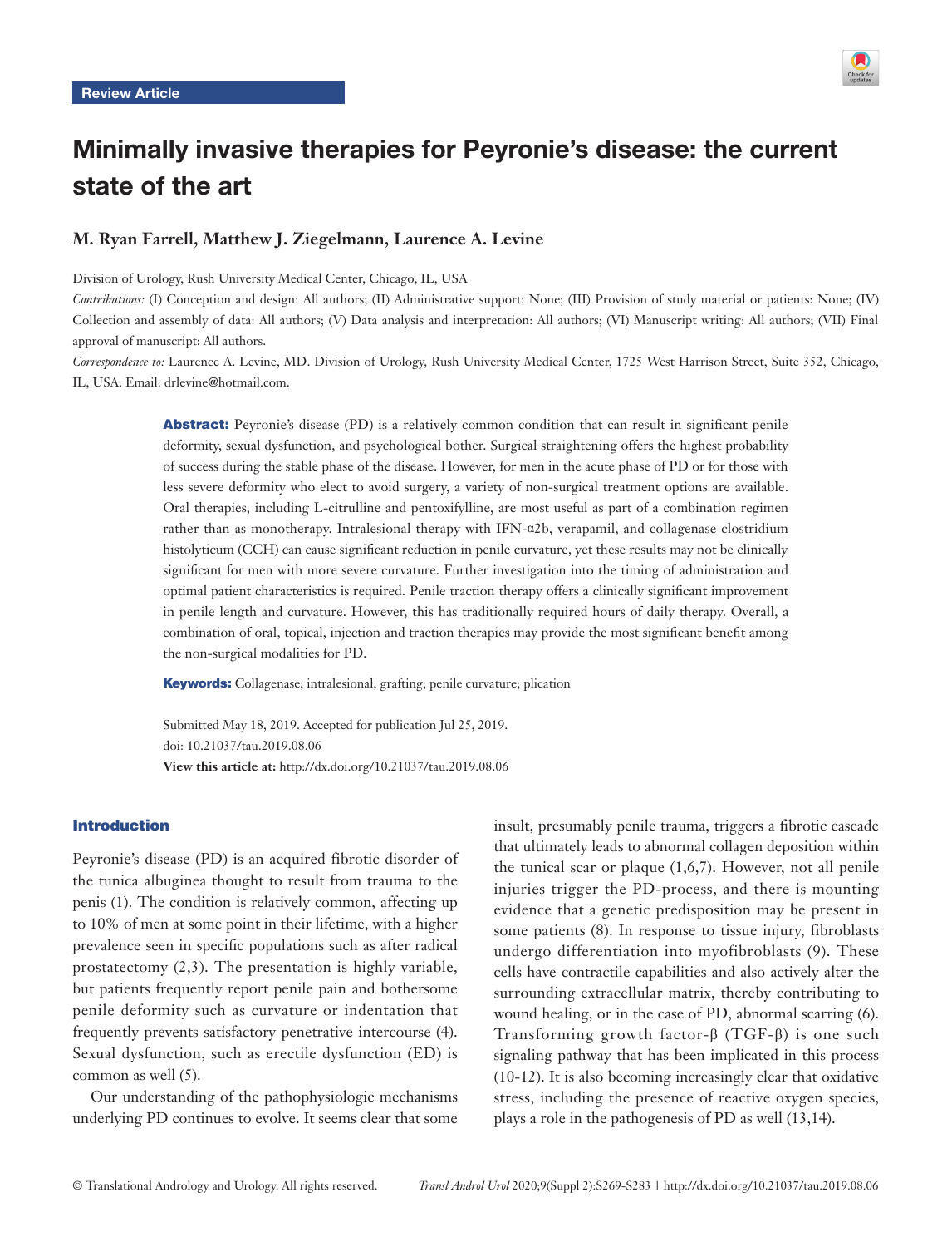Review Article

# Minimally invasive therapies for Peyronie's disease: the current state of the art

**M. Ryan Farrell, Matthew J. Ziegelmann, Laurence A. Levine**

Division of Urology, Rush University Medical Center, Chicago, IL, USA

*Contributions:* (I) Conception and design: All authors; (II) Administrative support: None; (III) Provision of study material or patients: None; (IV) Collection and assembly of data: All authors; (V) Data analysis and interpretation: All authors; (VI) Manuscript writing: All authors; (VII) Final approval of manuscript: All authors.

*Correspondence to:* Laurence A. Levine, MD. Division of Urology, Rush University Medical Center, 1725 West Harrison Street, Suite 352, Chicago, IL, USA. Email: drlevine@hotmail.com.

**Abstract:** Peyronie's disease (PD) is a relatively common condition that can result in significant penile deformity, sexual dysfunction, and psychological bother. Surgical straightening offers the highest probability of success during the stable phase of the disease. However, for men in the acute phase of PD or for those with less severe deformity who elect to avoid surgery, a variety of non-surgical treatment options are available. Oral therapies, including L-citrulline and pentoxifylline, are most useful as part of a combination regimen rather than as monotherapy. Intralesional therapy with IFN-α2b, verapamil, and collagenase clostridium histolyticum (CCH) can cause significant reduction in penile curvature, yet these results may not be clinically significant for men with more severe curvature. Further investigation into the timing of administration and optimal patient characteristics is required. Penile traction therapy offers a clinically significant improvement in penile length and curvature. However, this has traditionally required hours of daily therapy. Overall, a combination of oral, topical, injection and traction therapies may provide the most significant benefit among the non-surgical modalities for PD.

**Keywords:** Collagenase; intralesional; grafting; penile curvature; plication

Submitted May 18, 2019. Accepted for publication Jul 25, 2019.
doi: 10.21037/tau.2019.08.06
**View this article at:** http://dx.doi.org/10.21037/tau.2019.08.06

## Introduction

Peyronie's disease (PD) is an acquired fibrotic disorder of the tunica albuginea thought to result from trauma to the penis (1). The condition is relatively common, affecting up to 10% of men at some point in their lifetime, with a higher prevalence seen in specific populations such as after radical prostatectomy (2,3). The presentation is highly variable, but patients frequently report penile pain and bothersome penile deformity such as curvature or indentation that frequently prevents satisfactory penetrative intercourse (4). Sexual dysfunction, such as erectile dysfunction (ED) is common as well (5).

Our understanding of the pathophysiologic mechanisms underlying PD continues to evolve. It seems clear that some insult, presumably penile trauma, triggers a fibrotic cascade that ultimately leads to abnormal collagen deposition within the tunical scar or plaque (1,6,7). However, not all penile injuries trigger the PD-process, and there is mounting evidence that a genetic predisposition may be present in some patients (8). In response to tissue injury, fibroblasts undergo differentiation into myofibroblasts (9). These cells have contractile capabilities and also actively alter the surrounding extracellular matrix, thereby contributing to wound healing, or in the case of PD, abnormal scarring (6). Transforming growth factor-β (TGF-β) is one such signaling pathway that has been implicated in this process (10-12). It is also becoming increasingly clear that oxidative stress, including the presence of reactive oxygen species, plays a role in the pathogenesis of PD as well (13,14).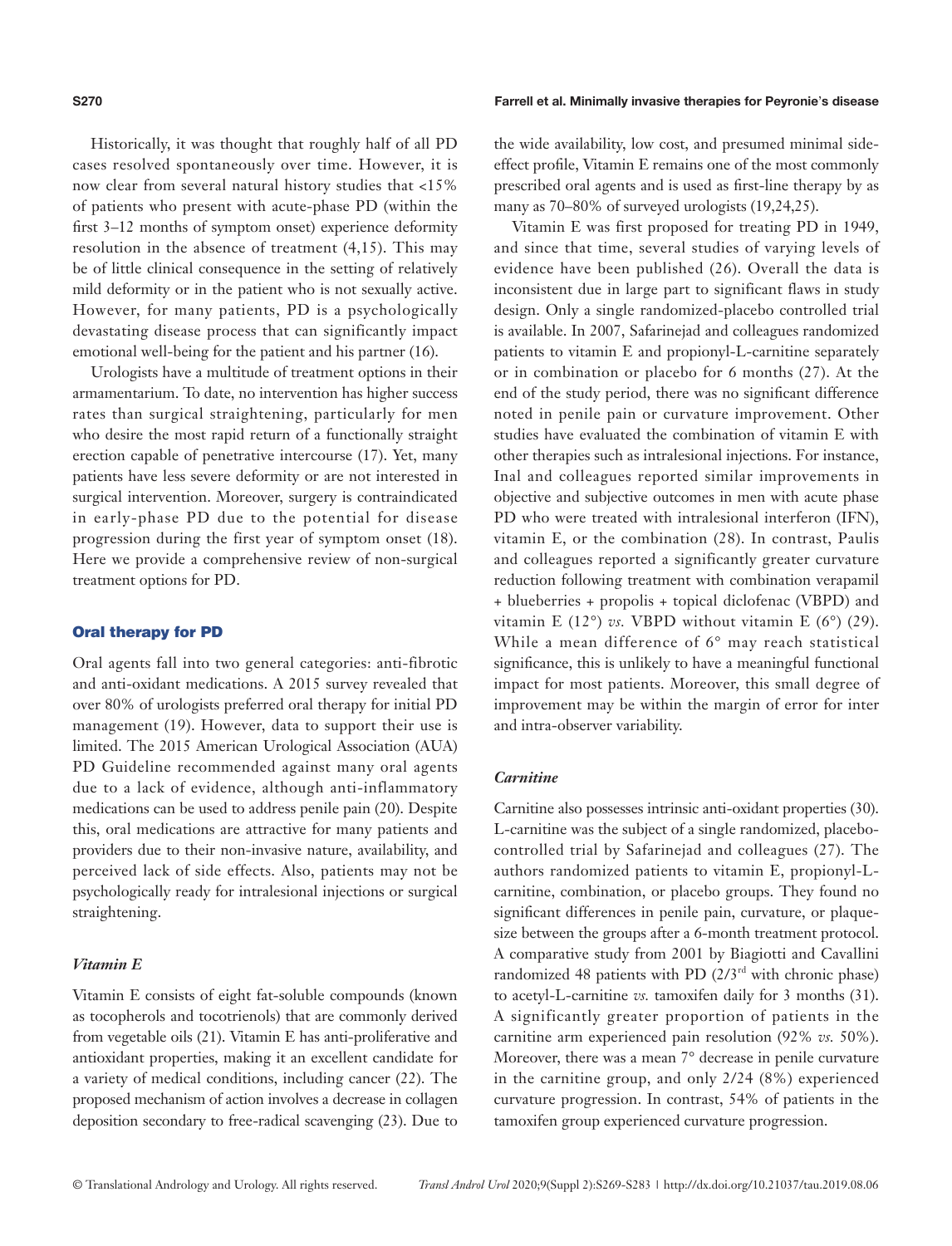Historically, it was thought that roughly half of all PD cases resolved spontaneously over time. However, it is now clear from several natural history studies that <15% of patients who present with acute-phase PD (within the first 3–12 months of symptom onset) experience deformity resolution in the absence of treatment (4,15). This may be of little clinical consequence in the setting of relatively mild deformity or in the patient who is not sexually active. However, for many patients, PD is a psychologically devastating disease process that can significantly impact emotional well-being for the patient and his partner (16).

Urologists have a multitude of treatment options in their armamentarium. To date, no intervention has higher success rates than surgical straightening, particularly for men who desire the most rapid return of a functionally straight erection capable of penetrative intercourse (17). Yet, many patients have less severe deformity or are not interested in surgical intervention. Moreover, surgery is contraindicated in early-phase PD due to the potential for disease progression during the first year of symptom onset (18). Here we provide a comprehensive review of non-surgical treatment options for PD.

## Oral therapy for PD

Oral agents fall into two general categories: anti-fibrotic and anti-oxidant medications. A 2015 survey revealed that over 80% of urologists preferred oral therapy for initial PD management (19). However, data to support their use is limited. The 2015 American Urological Association (AUA) PD Guideline recommended against many oral agents due to a lack of evidence, although anti-inflammatory medications can be used to address penile pain (20). Despite this, oral medications are attractive for many patients and providers due to their non-invasive nature, availability, and perceived lack of side effects. Also, patients may not be psychologically ready for intralesional injections or surgical straightening.

### *Vitamin E*

Vitamin E consists of eight fat-soluble compounds (known as tocopherols and tocotrienols) that are commonly derived from vegetable oils (21). Vitamin E has anti-proliferative and antioxidant properties, making it an excellent candidate for a variety of medical conditions, including cancer (22). The proposed mechanism of action involves a decrease in collagen deposition secondary to free-radical scavenging (23). Due to the wide availability, low cost, and presumed minimal side-effect profile, Vitamin E remains one of the most commonly prescribed oral agents and is used as first-line therapy by as many as 70–80% of surveyed urologists (19,24,25).

Vitamin E was first proposed for treating PD in 1949, and since that time, several studies of varying levels of evidence have been published (26). Overall the data is inconsistent due in large part to significant flaws in study design. Only a single randomized-placebo controlled trial is available. In 2007, Safarinejad and colleagues randomized patients to vitamin E and propionyl-L-carnitine separately or in combination or placebo for 6 months (27). At the end of the study period, there was no significant difference noted in penile pain or curvature improvement. Other studies have evaluated the combination of vitamin E with other therapies such as intralesional injections. For instance, Inal and colleagues reported similar improvements in objective and subjective outcomes in men with acute phase PD who were treated with intralesional interferon (IFN), vitamin E, or the combination (28). In contrast, Paulis and colleagues reported a significantly greater curvature reduction following treatment with combination verapamil + blueberries + propolis + topical diclofenac (VBPD) and vitamin E (12°) *vs.* VBPD without vitamin E (6°) (29). While a mean difference of 6° may reach statistical significance, this is unlikely to have a meaningful functional impact for most patients. Moreover, this small degree of improvement may be within the margin of error for inter and intra-observer variability.

### *Carnitine*

Carnitine also possesses intrinsic anti-oxidant properties (30). L-carnitine was the subject of a single randomized, placebo-controlled trial by Safarinejad and colleagues (27). The authors randomized patients to vitamin E, propionyl-L-carnitine, combination, or placebo groups. They found no significant differences in penile pain, curvature, or plaque-size between the groups after a 6-month treatment protocol. A comparative study from 2001 by Biagiotti and Cavallini randomized 48 patients with PD (2/3rd with chronic phase) to acetyl-L-carnitine *vs.* tamoxifen daily for 3 months (31). A significantly greater proportion of patients in the carnitine arm experienced pain resolution (92% *vs.* 50%). Moreover, there was a mean 7° decrease in penile curvature in the carnitine group, and only 2/24 (8%) experienced curvature progression. In contrast, 54% of patients in the tamoxifen group experienced curvature progression.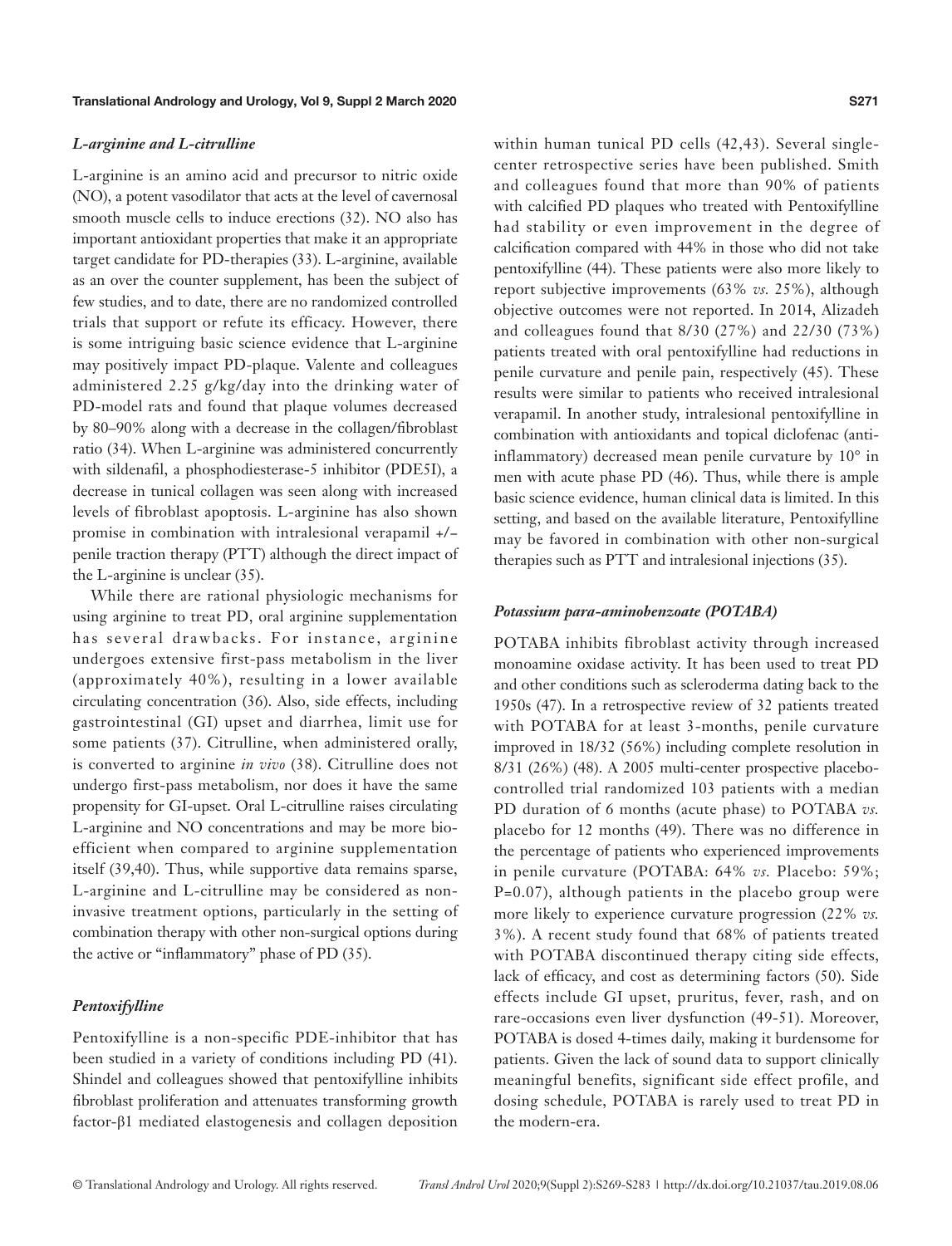### *L-arginine and L-citrulline*

L-arginine is an amino acid and precursor to nitric oxide (NO), a potent vasodilator that acts at the level of cavernosal smooth muscle cells to induce erections (32). NO also has important antioxidant properties that make it an appropriate target candidate for PD-therapies (33). L-arginine, available as an over the counter supplement, has been the subject of few studies, and to date, there are no randomized controlled trials that support or refute its efficacy. However, there is some intriguing basic science evidence that L-arginine may positively impact PD-plaque. Valente and colleagues administered 2.25 g/kg/day into the drinking water of PD-model rats and found that plaque volumes decreased by 80–90% along with a decrease in the collagen/fibroblast ratio (34). When L-arginine was administered concurrently with sildenafil, a phosphodiesterase-5 inhibitor (PDE5I), a decrease in tunical collagen was seen along with increased levels of fibroblast apoptosis. L-arginine has also shown promise in combination with intralesional verapamil +/– penile traction therapy (PTT) although the direct impact of the L-arginine is unclear (35).

While there are rational physiologic mechanisms for using arginine to treat PD, oral arginine supplementation has several drawbacks. For instance, arginine undergoes extensive first-pass metabolism in the liver (approximately 40%), resulting in a lower available circulating concentration (36). Also, side effects, including gastrointestinal (GI) upset and diarrhea, limit use for some patients (37). Citrulline, when administered orally, is converted to arginine *in vivo* (38). Citrulline does not undergo first-pass metabolism, nor does it have the same propensity for GI-upset. Oral L-citrulline raises circulating L-arginine and NO concentrations and may be more bio-efficient when compared to arginine supplementation itself (39,40). Thus, while supportive data remains sparse, L-arginine and L-citrulline may be considered as non-invasive treatment options, particularly in the setting of combination therapy with other non-surgical options during the active or "inflammatory" phase of PD (35).

### *Pentoxifylline*

Pentoxifylline is a non-specific PDE-inhibitor that has been studied in a variety of conditions including PD (41). Shindel and colleagues showed that pentoxifylline inhibits fibroblast proliferation and attenuates transforming growth factor-β1 mediated elastogenesis and collagen deposition within human tunical PD cells (42,43). Several single-center retrospective series have been published. Smith and colleagues found that more than 90% of patients with calcified PD plaques who treated with Pentoxifylline had stability or even improvement in the degree of calcification compared with 44% in those who did not take pentoxifylline (44). These patients were also more likely to report subjective improvements (63% *vs.* 25%), although objective outcomes were not reported. In 2014, Alizadeh and colleagues found that 8/30 (27%) and 22/30 (73%) patients treated with oral pentoxifylline had reductions in penile curvature and penile pain, respectively (45). These results were similar to patients who received intralesional verapamil. In another study, intralesional pentoxifylline in combination with antioxidants and topical diclofenac (anti-inflammatory) decreased mean penile curvature by 10° in men with acute phase PD (46). Thus, while there is ample basic science evidence, human clinical data is limited. In this setting, and based on the available literature, Pentoxifylline may be favored in combination with other non-surgical therapies such as PTT and intralesional injections (35).

### *Potassium para-aminobenzoate (POTABA)*

POTABA inhibits fibroblast activity through increased monoamine oxidase activity. It has been used to treat PD and other conditions such as scleroderma dating back to the 1950s (47). In a retrospective review of 32 patients treated with POTABA for at least 3-months, penile curvature improved in 18/32 (56%) including complete resolution in 8/31 (26%) (48). A 2005 multi-center prospective placebo-controlled trial randomized 103 patients with a median PD duration of 6 months (acute phase) to POTABA *vs.* placebo for 12 months (49). There was no difference in the percentage of patients who experienced improvements in penile curvature (POTABA: 64% *vs.* Placebo: 59%; P=0.07), although patients in the placebo group were more likely to experience curvature progression (22% *vs.* 3%). A recent study found that 68% of patients treated with POTABA discontinued therapy citing side effects, lack of efficacy, and cost as determining factors (50). Side effects include GI upset, pruritus, fever, rash, and on rare-occasions even liver dysfunction (49-51). Moreover, POTABA is dosed 4-times daily, making it burdensome for patients. Given the lack of sound data to support clinically meaningful benefits, significant side effect profile, and dosing schedule, POTABA is rarely used to treat PD in the modern-era.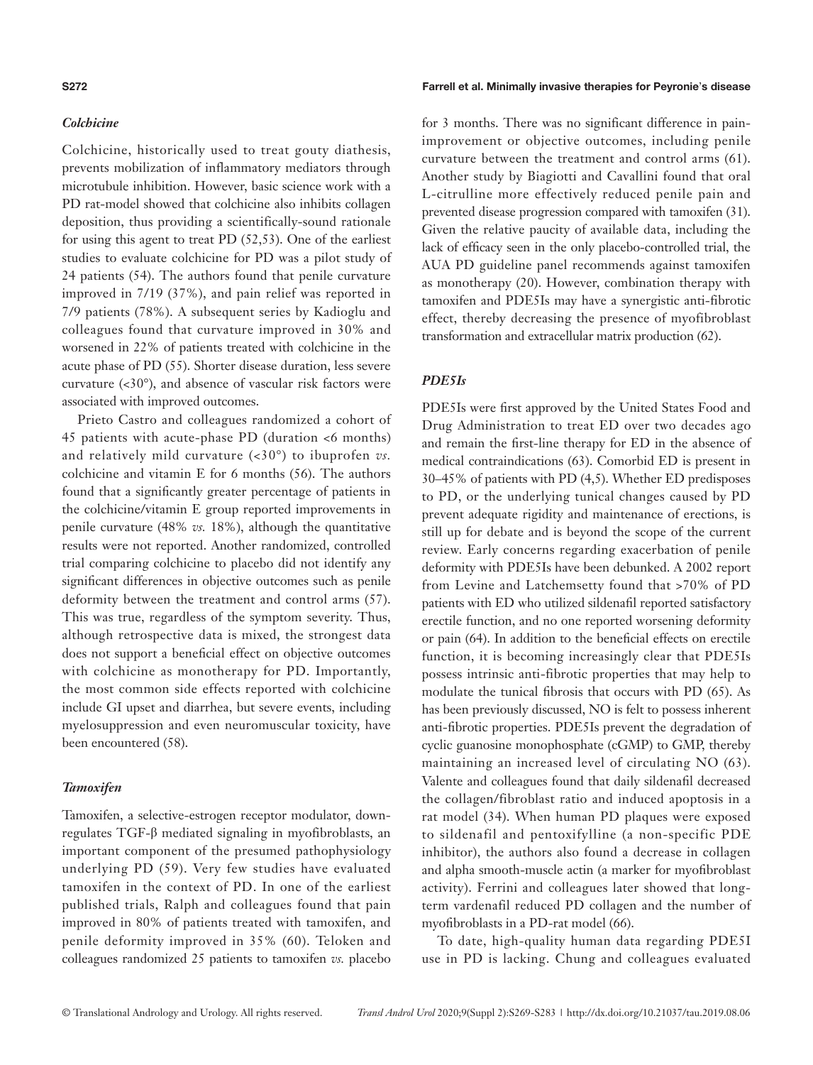### *Colchicine*

Colchicine, historically used to treat gouty diathesis, prevents mobilization of inflammatory mediators through microtubule inhibition. However, basic science work with a PD rat-model showed that colchicine also inhibits collagen deposition, thus providing a scientifically-sound rationale for using this agent to treat PD (52,53). One of the earliest studies to evaluate colchicine for PD was a pilot study of 24 patients (54). The authors found that penile curvature improved in 7/19 (37%), and pain relief was reported in 7/9 patients (78%). A subsequent series by Kadioglu and colleagues found that curvature improved in 30% and worsened in 22% of patients treated with colchicine in the acute phase of PD (55). Shorter disease duration, less severe curvature (<30°), and absence of vascular risk factors were associated with improved outcomes.

Prieto Castro and colleagues randomized a cohort of 45 patients with acute-phase PD (duration <6 months) and relatively mild curvature (<30°) to ibuprofen *vs.* colchicine and vitamin E for 6 months (56). The authors found that a significantly greater percentage of patients in the colchicine/vitamin E group reported improvements in penile curvature (48% *vs.* 18%), although the quantitative results were not reported. Another randomized, controlled trial comparing colchicine to placebo did not identify any significant differences in objective outcomes such as penile deformity between the treatment and control arms (57). This was true, regardless of the symptom severity. Thus, although retrospective data is mixed, the strongest data does not support a beneficial effect on objective outcomes with colchicine as monotherapy for PD. Importantly, the most common side effects reported with colchicine include GI upset and diarrhea, but severe events, including myelosuppression and even neuromuscular toxicity, have been encountered (58).

### *Tamoxifen*

Tamoxifen, a selective-estrogen receptor modulator, downregulates TGF-β mediated signaling in myofibroblasts, an important component of the presumed pathophysiology underlying PD (59). Very few studies have evaluated tamoxifen in the context of PD. In one of the earliest published trials, Ralph and colleagues found that pain improved in 80% of patients treated with tamoxifen, and penile deformity improved in 35% (60). Teloken and colleagues randomized 25 patients to tamoxifen *vs.* placebo for 3 months. There was no significant difference in pain-improvement or objective outcomes, including penile curvature between the treatment and control arms (61). Another study by Biagiotti and Cavallini found that oral L-citrulline more effectively reduced penile pain and prevented disease progression compared with tamoxifen (31). Given the relative paucity of available data, including the lack of efficacy seen in the only placebo-controlled trial, the AUA PD guideline panel recommends against tamoxifen as monotherapy (20). However, combination therapy with tamoxifen and PDE5Is may have a synergistic anti-fibrotic effect, thereby decreasing the presence of myofibroblast transformation and extracellular matrix production (62).

### *PDE5Is*

PDE5Is were first approved by the United States Food and Drug Administration to treat ED over two decades ago and remain the first-line therapy for ED in the absence of medical contraindications (63). Comorbid ED is present in 30–45% of patients with PD (4,5). Whether ED predisposes to PD, or the underlying tunical changes caused by PD prevent adequate rigidity and maintenance of erections, is still up for debate and is beyond the scope of the current review. Early concerns regarding exacerbation of penile deformity with PDE5Is have been debunked. A 2002 report from Levine and Latchemsetty found that >70% of PD patients with ED who utilized sildenafil reported satisfactory erectile function, and no one reported worsening deformity or pain (64). In addition to the beneficial effects on erectile function, it is becoming increasingly clear that PDE5Is possess intrinsic anti-fibrotic properties that may help to modulate the tunical fibrosis that occurs with PD (65). As has been previously discussed, NO is felt to possess inherent anti-fibrotic properties. PDE5Is prevent the degradation of cyclic guanosine monophosphate (cGMP) to GMP, thereby maintaining an increased level of circulating NO (63). Valente and colleagues found that daily sildenafil decreased the collagen/fibroblast ratio and induced apoptosis in a rat model (34). When human PD plaques were exposed to sildenafil and pentoxifylline (a non-specific PDE inhibitor), the authors also found a decrease in collagen and alpha smooth-muscle actin (a marker for myofibroblast activity). Ferrini and colleagues later showed that long-term vardenafil reduced PD collagen and the number of myofibroblasts in a PD-rat model (66).

To date, high-quality human data regarding PDE5I use in PD is lacking. Chung and colleagues evaluated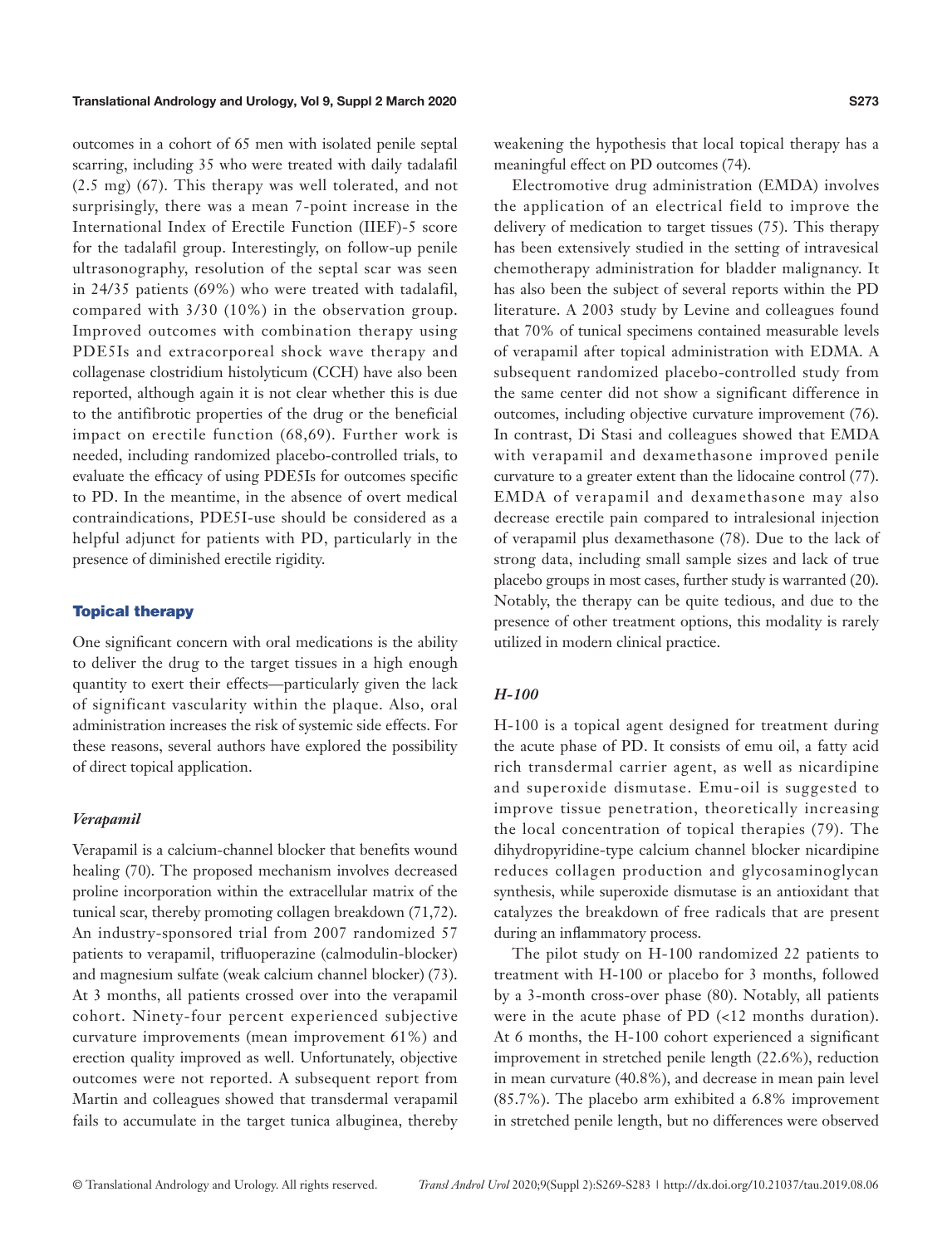outcomes in a cohort of 65 men with isolated penile septal scarring, including 35 who were treated with daily tadalafil (2.5 mg) (67). This therapy was well tolerated, and not surprisingly, there was a mean 7-point increase in the International Index of Erectile Function (IIEF)-5 score for the tadalafil group. Interestingly, on follow-up penile ultrasonography, resolution of the septal scar was seen in 24/35 patients (69%) who were treated with tadalafil, compared with 3/30 (10%) in the observation group. Improved outcomes with combination therapy using PDE5Is and extracorporeal shock wave therapy and collagenase clostridium histolyticum (CCH) have also been reported, although again it is not clear whether this is due to the antifibrotic properties of the drug or the beneficial impact on erectile function (68,69). Further work is needed, including randomized placebo-controlled trials, to evaluate the efficacy of using PDE5Is for outcomes specific to PD. In the meantime, in the absence of overt medical contraindications, PDE5I-use should be considered as a helpful adjunct for patients with PD, particularly in the presence of diminished erectile rigidity.

## Topical therapy

One significant concern with oral medications is the ability to deliver the drug to the target tissues in a high enough quantity to exert their effects—particularly given the lack of significant vascularity within the plaque. Also, oral administration increases the risk of systemic side effects. For these reasons, several authors have explored the possibility of direct topical application.

### *Verapamil*

Verapamil is a calcium-channel blocker that benefits wound healing (70). The proposed mechanism involves decreased proline incorporation within the extracellular matrix of the tunical scar, thereby promoting collagen breakdown (71,72). An industry-sponsored trial from 2007 randomized 57 patients to verapamil, trifluoperazine (calmodulin-blocker) and magnesium sulfate (weak calcium channel blocker) (73). At 3 months, all patients crossed over into the verapamil cohort. Ninety-four percent experienced subjective curvature improvements (mean improvement 61%) and erection quality improved as well. Unfortunately, objective outcomes were not reported. A subsequent report from Martin and colleagues showed that transdermal verapamil fails to accumulate in the target tunica albuginea, thereby weakening the hypothesis that local topical therapy has a meaningful effect on PD outcomes (74).

Electromotive drug administration (EMDA) involves the application of an electrical field to improve the delivery of medication to target tissues (75). This therapy has been extensively studied in the setting of intravesical chemotherapy administration for bladder malignancy. It has also been the subject of several reports within the PD literature. A 2003 study by Levine and colleagues found that 70% of tunical specimens contained measurable levels of verapamil after topical administration with EDMA. A subsequent randomized placebo-controlled study from the same center did not show a significant difference in outcomes, including objective curvature improvement (76). In contrast, Di Stasi and colleagues showed that EMDA with verapamil and dexamethasone improved penile curvature to a greater extent than the lidocaine control (77). EMDA of verapamil and dexamethasone may also decrease erectile pain compared to intralesional injection of verapamil plus dexamethasone (78). Due to the lack of strong data, including small sample sizes and lack of true placebo groups in most cases, further study is warranted (20). Notably, the therapy can be quite tedious, and due to the presence of other treatment options, this modality is rarely utilized in modern clinical practice.

### *H-100*

H-100 is a topical agent designed for treatment during the acute phase of PD. It consists of emu oil, a fatty acid rich transdermal carrier agent, as well as nicardipine and superoxide dismutase. Emu-oil is suggested to improve tissue penetration, theoretically increasing the local concentration of topical therapies (79). The dihydropyridine-type calcium channel blocker nicardipine reduces collagen production and glycosaminoglycan synthesis, while superoxide dismutase is an antioxidant that catalyzes the breakdown of free radicals that are present during an inflammatory process.

The pilot study on H-100 randomized 22 patients to treatment with H-100 or placebo for 3 months, followed by a 3-month cross-over phase (80). Notably, all patients were in the acute phase of PD (<12 months duration). At 6 months, the H-100 cohort experienced a significant improvement in stretched penile length (22.6%), reduction in mean curvature (40.8%), and decrease in mean pain level (85.7%). The placebo arm exhibited a 6.8% improvement in stretched penile length, but no differences were observed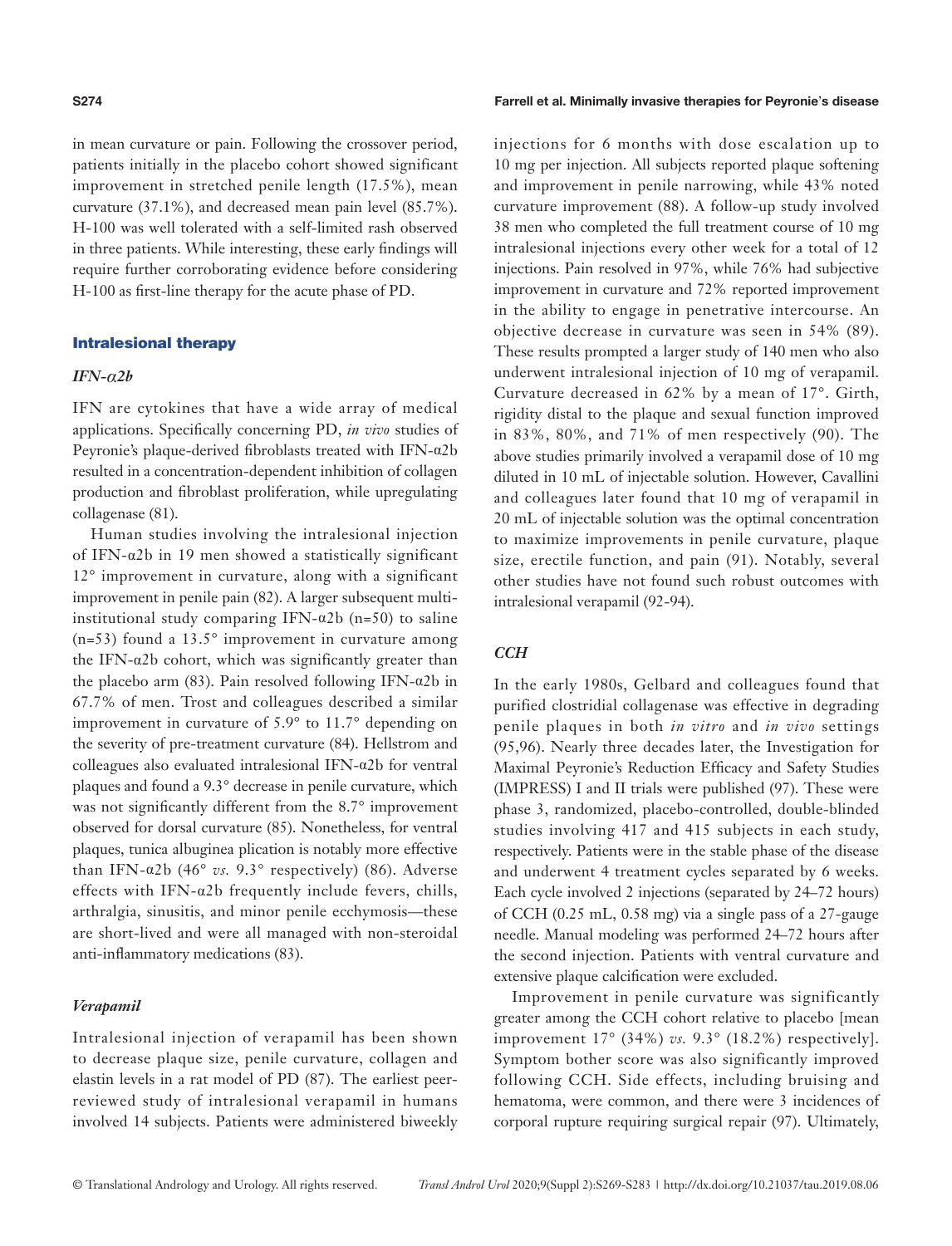in mean curvature or pain. Following the crossover period, patients initially in the placebo cohort showed significant improvement in stretched penile length (17.5%), mean curvature (37.1%), and decreased mean pain level (85.7%). H-100 was well tolerated with a self-limited rash observed in three patients. While interesting, these early findings will require further corroborating evidence before considering H-100 as first-line therapy for the acute phase of PD.

## Intralesional therapy

### *IFN-α2b*

IFN are cytokines that have a wide array of medical applications. Specifically concerning PD, *in vivo* studies of Peyronie's plaque-derived fibroblasts treated with IFN-α2b resulted in a concentration-dependent inhibition of collagen production and fibroblast proliferation, while upregulating collagenase (81).

Human studies involving the intralesional injection of IFN-α2b in 19 men showed a statistically significant 12° improvement in curvature, along with a significant improvement in penile pain (82). A larger subsequent multi-institutional study comparing IFN-α2b (n=50) to saline (n=53) found a 13.5° improvement in curvature among the IFN-α2b cohort, which was significantly greater than the placebo arm (83). Pain resolved following IFN-α2b in 67.7% of men. Trost and colleagues described a similar improvement in curvature of 5.9° to 11.7° depending on the severity of pre-treatment curvature (84). Hellstrom and colleagues also evaluated intralesional IFN-α2b for ventral plaques and found a 9.3° decrease in penile curvature, which was not significantly different from the 8.7° improvement observed for dorsal curvature (85). Nonetheless, for ventral plaques, tunica albuginea plication is notably more effective than IFN-α2b (46° *vs.* 9.3° respectively) (86). Adverse effects with IFN-α2b frequently include fevers, chills, arthralgia, sinusitis, and minor penile ecchymosis—these are short-lived and were all managed with non-steroidal anti-inflammatory medications (83).

### *Verapamil*

Intralesional injection of verapamil has been shown to decrease plaque size, penile curvature, collagen and elastin levels in a rat model of PD (87). The earliest peer-reviewed study of intralesional verapamil in humans involved 14 subjects. Patients were administered biweekly injections for 6 months with dose escalation up to 10 mg per injection. All subjects reported plaque softening and improvement in penile narrowing, while 43% noted curvature improvement (88). A follow-up study involved 38 men who completed the full treatment course of 10 mg intralesional injections every other week for a total of 12 injections. Pain resolved in 97%, while 76% had subjective improvement in curvature and 72% reported improvement in the ability to engage in penetrative intercourse. An objective decrease in curvature was seen in 54% (89). These results prompted a larger study of 140 men who also underwent intralesional injection of 10 mg of verapamil. Curvature decreased in 62% by a mean of 17°. Girth, rigidity distal to the plaque and sexual function improved in 83%, 80%, and 71% of men respectively (90). The above studies primarily involved a verapamil dose of 10 mg diluted in 10 mL of injectable solution. However, Cavallini and colleagues later found that 10 mg of verapamil in 20 mL of injectable solution was the optimal concentration to maximize improvements in penile curvature, plaque size, erectile function, and pain (91). Notably, several other studies have not found such robust outcomes with intralesional verapamil (92-94).

### *CCH*

In the early 1980s, Gelbard and colleagues found that purified clostridial collagenase was effective in degrading penile plaques in both *in vitro* and *in vivo* settings (95,96). Nearly three decades later, the Investigation for Maximal Peyronie's Reduction Efficacy and Safety Studies (IMPRESS) I and II trials were published (97). These were phase 3, randomized, placebo-controlled, double-blinded studies involving 417 and 415 subjects in each study, respectively. Patients were in the stable phase of the disease and underwent 4 treatment cycles separated by 6 weeks. Each cycle involved 2 injections (separated by 24–72 hours) of CCH (0.25 mL, 0.58 mg) via a single pass of a 27-gauge needle. Manual modeling was performed 24–72 hours after the second injection. Patients with ventral curvature and extensive plaque calcification were excluded.

Improvement in penile curvature was significantly greater among the CCH cohort relative to placebo [mean improvement 17° (34%) *vs.* 9.3° (18.2%) respectively]. Symptom bother score was also significantly improved following CCH. Side effects, including bruising and hematoma, were common, and there were 3 incidences of corporal rupture requiring surgical repair (97). Ultimately,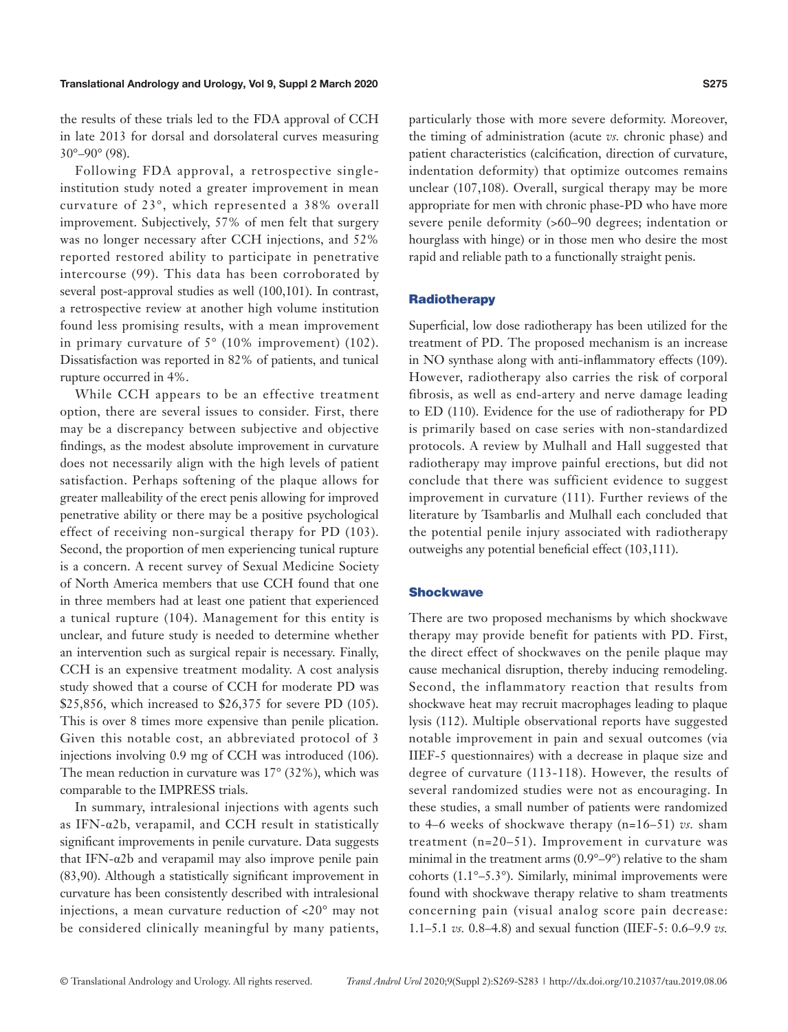the results of these trials led to the FDA approval of CCH in late 2013 for dorsal and dorsolateral curves measuring 30°–90° (98).

Following FDA approval, a retrospective single-institution study noted a greater improvement in mean curvature of 23°, which represented a 38% overall improvement. Subjectively, 57% of men felt that surgery was no longer necessary after CCH injections, and 52% reported restored ability to participate in penetrative intercourse (99). This data has been corroborated by several post-approval studies as well (100,101). In contrast, a retrospective review at another high volume institution found less promising results, with a mean improvement in primary curvature of 5° (10% improvement) (102). Dissatisfaction was reported in 82% of patients, and tunical rupture occurred in 4%.

While CCH appears to be an effective treatment option, there are several issues to consider. First, there may be a discrepancy between subjective and objective findings, as the modest absolute improvement in curvature does not necessarily align with the high levels of patient satisfaction. Perhaps softening of the plaque allows for greater malleability of the erect penis allowing for improved penetrative ability or there may be a positive psychological effect of receiving non-surgical therapy for PD (103). Second, the proportion of men experiencing tunical rupture is a concern. A recent survey of Sexual Medicine Society of North America members that use CCH found that one in three members had at least one patient that experienced a tunical rupture (104). Management for this entity is unclear, and future study is needed to determine whether an intervention such as surgical repair is necessary. Finally, CCH is an expensive treatment modality. A cost analysis study showed that a course of CCH for moderate PD was \$25,856, which increased to \$26,375 for severe PD (105). This is over 8 times more expensive than penile plication. Given this notable cost, an abbreviated protocol of 3 injections involving 0.9 mg of CCH was introduced (106). The mean reduction in curvature was 17° (32%), which was comparable to the IMPRESS trials.

In summary, intralesional injections with agents such as IFN-α2b, verapamil, and CCH result in statistically significant improvements in penile curvature. Data suggests that IFN-α2b and verapamil may also improve penile pain (83,90). Although a statistically significant improvement in curvature has been consistently described with intralesional injections, a mean curvature reduction of <20° may not be considered clinically meaningful by many patients, particularly those with more severe deformity. Moreover, the timing of administration (acute *vs.* chronic phase) and patient characteristics (calcification, direction of curvature, indentation deformity) that optimize outcomes remains unclear (107,108). Overall, surgical therapy may be more appropriate for men with chronic phase-PD who have more severe penile deformity (>60–90 degrees; indentation or hourglass with hinge) or in those men who desire the most rapid and reliable path to a functionally straight penis.

### Radiotherapy

Superficial, low dose radiotherapy has been utilized for the treatment of PD. The proposed mechanism is an increase in NO synthase along with anti-inflammatory effects (109). However, radiotherapy also carries the risk of corporal fibrosis, as well as end-artery and nerve damage leading to ED (110). Evidence for the use of radiotherapy for PD is primarily based on case series with non-standardized protocols. A review by Mulhall and Hall suggested that radiotherapy may improve painful erections, but did not conclude that there was sufficient evidence to suggest improvement in curvature (111). Further reviews of the literature by Tsambarlis and Mulhall each concluded that the potential penile injury associated with radiotherapy outweighs any potential beneficial effect (103,111).

### Shockwave

There are two proposed mechanisms by which shockwave therapy may provide benefit for patients with PD. First, the direct effect of shockwaves on the penile plaque may cause mechanical disruption, thereby inducing remodeling. Second, the inflammatory reaction that results from shockwave heat may recruit macrophages leading to plaque lysis (112). Multiple observational reports have suggested notable improvement in pain and sexual outcomes (via IIEF-5 questionnaires) with a decrease in plaque size and degree of curvature (113-118). However, the results of several randomized studies were not as encouraging. In these studies, a small number of patients were randomized to 4–6 weeks of shockwave therapy (n=16–51) *vs.* sham treatment (n=20–51). Improvement in curvature was minimal in the treatment arms (0.9°–9°) relative to the sham cohorts (1.1°–5.3°). Similarly, minimal improvements were found with shockwave therapy relative to sham treatments concerning pain (visual analog score pain decrease: 1.1–5.1 *vs.* 0.8–4.8) and sexual function (IIEF-5: 0.6–9.9 *vs.*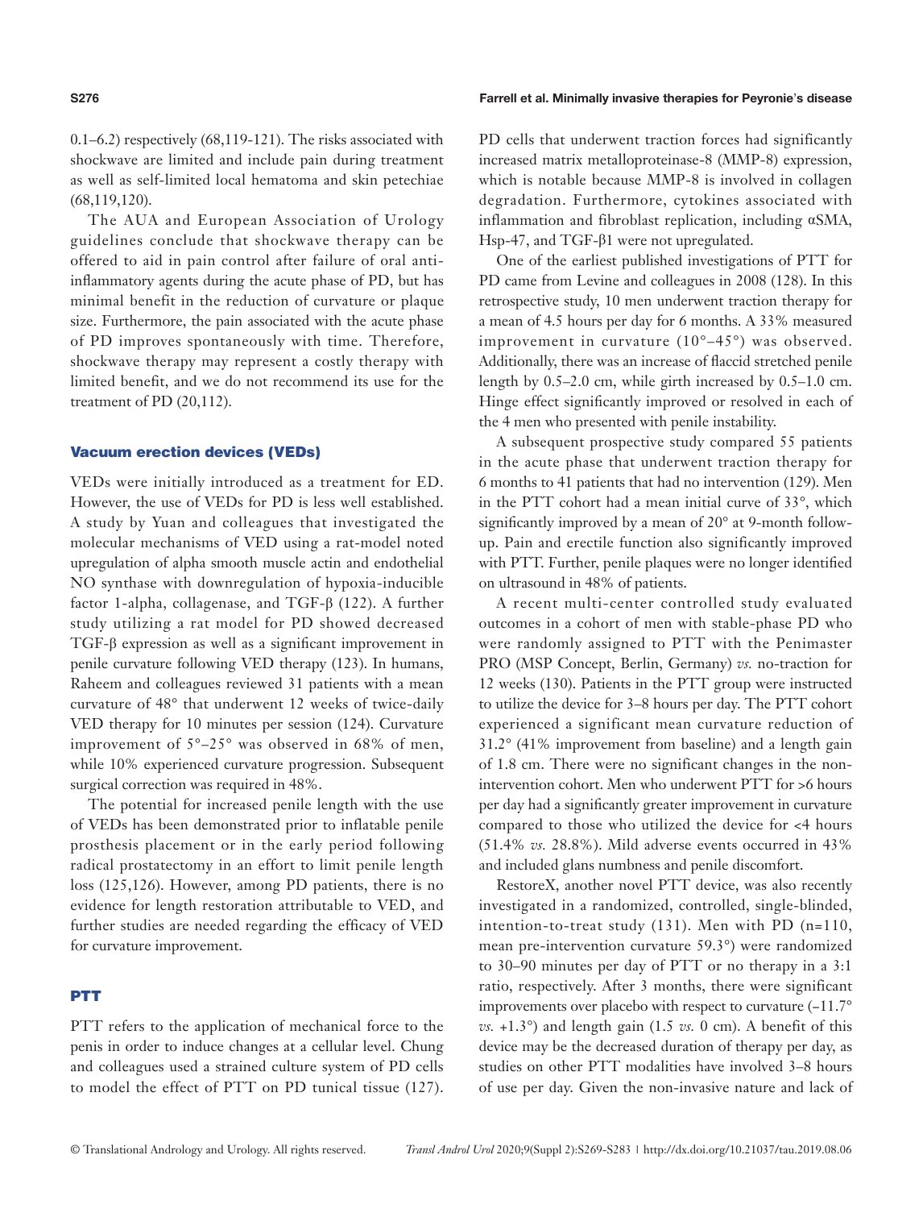0.1–6.2) respectively (68,119-121). The risks associated with shockwave are limited and include pain during treatment as well as self-limited local hematoma and skin petechiae (68,119,120).

The AUA and European Association of Urology guidelines conclude that shockwave therapy can be offered to aid in pain control after failure of oral anti-inflammatory agents during the acute phase of PD, but has minimal benefit in the reduction of curvature or plaque size. Furthermore, the pain associated with the acute phase of PD improves spontaneously with time. Therefore, shockwave therapy may represent a costly therapy with limited benefit, and we do not recommend its use for the treatment of PD (20,112).

## Vacuum erection devices (VEDs)

VEDs were initially introduced as a treatment for ED. However, the use of VEDs for PD is less well established. A study by Yuan and colleagues that investigated the molecular mechanisms of VED using a rat-model noted upregulation of alpha smooth muscle actin and endothelial NO synthase with downregulation of hypoxia-inducible factor 1-alpha, collagenase, and TGF-β (122). A further study utilizing a rat model for PD showed decreased TGF-β expression as well as a significant improvement in penile curvature following VED therapy (123). In humans, Raheem and colleagues reviewed 31 patients with a mean curvature of 48° that underwent 12 weeks of twice-daily VED therapy for 10 minutes per session (124). Curvature improvement of 5°–25° was observed in 68% of men, while 10% experienced curvature progression. Subsequent surgical correction was required in 48%.

The potential for increased penile length with the use of VEDs has been demonstrated prior to inflatable penile prosthesis placement or in the early period following radical prostatectomy in an effort to limit penile length loss (125,126). However, among PD patients, there is no evidence for length restoration attributable to VED, and further studies are needed regarding the efficacy of VED for curvature improvement.

## PTT

PTT refers to the application of mechanical force to the penis in order to induce changes at a cellular level. Chung and colleagues used a strained culture system of PD cells to model the effect of PTT on PD tunical tissue (127). PD cells that underwent traction forces had significantly increased matrix metalloproteinase-8 (MMP-8) expression, which is notable because MMP-8 is involved in collagen degradation. Furthermore, cytokines associated with inflammation and fibroblast replication, including αSMA, Hsp-47, and TGF-β1 were not upregulated.

One of the earliest published investigations of PTT for PD came from Levine and colleagues in 2008 (128). In this retrospective study, 10 men underwent traction therapy for a mean of 4.5 hours per day for 6 months. A 33% measured improvement in curvature (10°–45°) was observed. Additionally, there was an increase of flaccid stretched penile length by 0.5–2.0 cm, while girth increased by 0.5–1.0 cm. Hinge effect significantly improved or resolved in each of the 4 men who presented with penile instability.

A subsequent prospective study compared 55 patients in the acute phase that underwent traction therapy for 6 months to 41 patients that had no intervention (129). Men in the PTT cohort had a mean initial curve of 33°, which significantly improved by a mean of 20° at 9-month follow-up. Pain and erectile function also significantly improved with PTT. Further, penile plaques were no longer identified on ultrasound in 48% of patients.

A recent multi-center controlled study evaluated outcomes in a cohort of men with stable-phase PD who were randomly assigned to PTT with the Penimaster PRO (MSP Concept, Berlin, Germany) *vs.* no-traction for 12 weeks (130). Patients in the PTT group were instructed to utilize the device for 3–8 hours per day. The PTT cohort experienced a significant mean curvature reduction of 31.2° (41% improvement from baseline) and a length gain of 1.8 cm. There were no significant changes in the non-intervention cohort. Men who underwent PTT for >6 hours per day had a significantly greater improvement in curvature compared to those who utilized the device for <4 hours (51.4% *vs.* 28.8%). Mild adverse events occurred in 43% and included glans numbness and penile discomfort.

RestoreX, another novel PTT device, was also recently investigated in a randomized, controlled, single-blinded, intention-to-treat study (131). Men with PD (n=110, mean pre-intervention curvature 59.3°) were randomized to 30–90 minutes per day of PTT or no therapy in a 3:1 ratio, respectively. After 3 months, there were significant improvements over placebo with respect to curvature (–11.7° *vs.* +1.3°) and length gain (1.5 *vs.* 0 cm). A benefit of this device may be the decreased duration of therapy per day, as studies on other PTT modalities have involved 3–8 hours of use per day. Given the non-invasive nature and lack of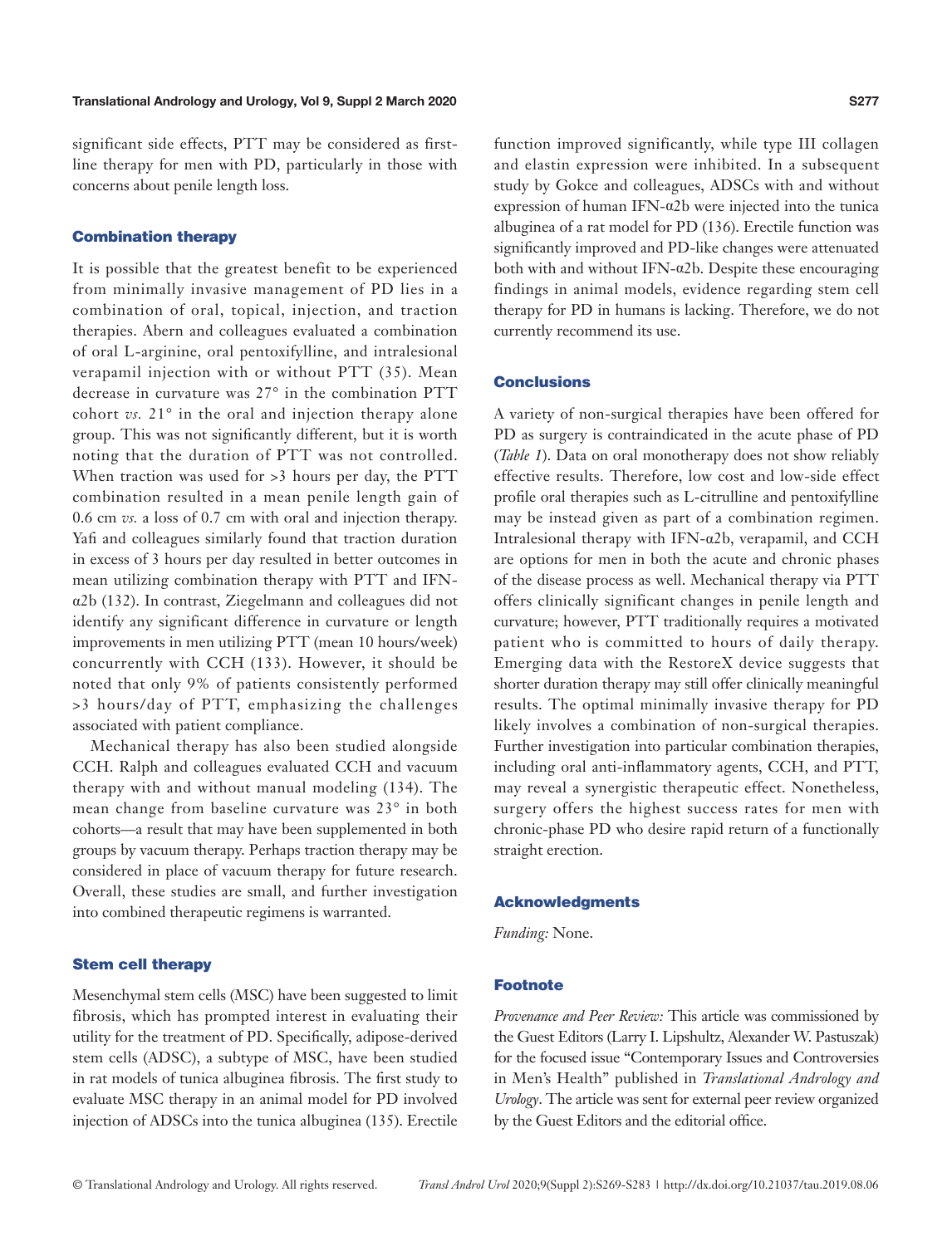significant side effects, PTT may be considered as first-line therapy for men with PD, particularly in those with concerns about penile length loss.

### Combination therapy

It is possible that the greatest benefit to be experienced from minimally invasive management of PD lies in a combination of oral, topical, injection, and traction therapies. Abern and colleagues evaluated a combination of oral L-arginine, oral pentoxifylline, and intralesional verapamil injection with or without PTT (35). Mean decrease in curvature was 27° in the combination PTT cohort *vs.* 21° in the oral and injection therapy alone group. This was not significantly different, but it is worth noting that the duration of PTT was not controlled. When traction was used for >3 hours per day, the PTT combination resulted in a mean penile length gain of 0.6 cm *vs.* a loss of 0.7 cm with oral and injection therapy. Yafi and colleagues similarly found that traction duration in excess of 3 hours per day resulted in better outcomes in mean utilizing combination therapy with PTT and IFN-α2b (132). In contrast, Ziegelmann and colleagues did not identify any significant difference in curvature or length improvements in men utilizing PTT (mean 10 hours/week) concurrently with CCH (133). However, it should be noted that only 9% of patients consistently performed >3 hours/day of PTT, emphasizing the challenges associated with patient compliance.

Mechanical therapy has also been studied alongside CCH. Ralph and colleagues evaluated CCH and vacuum therapy with and without manual modeling (134). The mean change from baseline curvature was 23° in both cohorts—a result that may have been supplemented in both groups by vacuum therapy. Perhaps traction therapy may be considered in place of vacuum therapy for future research. Overall, these studies are small, and further investigation into combined therapeutic regimens is warranted.

### Stem cell therapy

Mesenchymal stem cells (MSC) have been suggested to limit fibrosis, which has prompted interest in evaluating their utility for the treatment of PD. Specifically, adipose-derived stem cells (ADSC), a subtype of MSC, have been studied in rat models of tunica albuginea fibrosis. The first study to evaluate MSC therapy in an animal model for PD involved injection of ADSCs into the tunica albuginea (135). Erectile function improved significantly, while type III collagen and elastin expression were inhibited. In a subsequent study by Gokce and colleagues, ADSCs with and without expression of human IFN-α2b were injected into the tunica albuginea of a rat model for PD (136). Erectile function was significantly improved and PD-like changes were attenuated both with and without IFN-α2b. Despite these encouraging findings in animal models, evidence regarding stem cell therapy for PD in humans is lacking. Therefore, we do not currently recommend its use.

## Conclusions

A variety of non-surgical therapies have been offered for PD as surgery is contraindicated in the acute phase of PD (*Table 1*). Data on oral monotherapy does not show reliably effective results. Therefore, low cost and low-side effect profile oral therapies such as L-citrulline and pentoxifylline may be instead given as part of a combination regimen. Intralesional therapy with IFN-α2b, verapamil, and CCH are options for men in both the acute and chronic phases of the disease process as well. Mechanical therapy via PTT offers clinically significant changes in penile length and curvature; however, PTT traditionally requires a motivated patient who is committed to hours of daily therapy. Emerging data with the RestoreX device suggests that shorter duration therapy may still offer clinically meaningful results. The optimal minimally invasive therapy for PD likely involves a combination of non-surgical therapies. Further investigation into particular combination therapies, including oral anti-inflammatory agents, CCH, and PTT, may reveal a synergistic therapeutic effect. Nonetheless, surgery offers the highest success rates for men with chronic-phase PD who desire rapid return of a functionally straight erection.

## Acknowledgments

*Funding:* None.

## Footnote

*Provenance and Peer Review:* This article was commissioned by the Guest Editors (Larry I. Lipshultz, Alexander W. Pastuszak) for the focused issue "Contemporary Issues and Controversies in Men's Health" published in *Translational Andrology and Urology*. The article was sent for external peer review organized by the Guest Editors and the editorial office.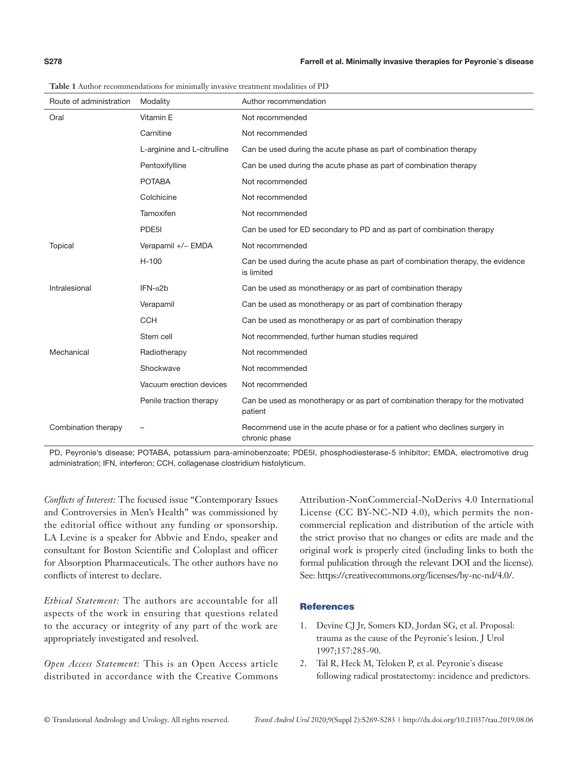**Table 1** Author recommendations for minimally invasive treatment modalities of PD

| Route of administration | Modality | Author recommendation |
|---|---|---|
| Oral | Vitamin E | Not recommended |
| | Carnitine | Not recommended |
| | L-arginine and L-citrulline | Can be used during the acute phase as part of combination therapy |
| | Pentoxifylline | Can be used during the acute phase as part of combination therapy |
| | POTABA | Not recommended |
| | Colchicine | Not recommended |
| | Tamoxifen | Not recommended |
| | PDE5I | Can be used for ED secondary to PD and as part of combination therapy |
| Topical | Verapamil +/– EMDA | Not recommended |
| | H-100 | Can be used during the acute phase as part of combination therapy, the evidence is limited |
| Intralesional | IFN-α2b | Can be used as monotherapy or as part of combination therapy |
| | Verapamil | Can be used as monotherapy or as part of combination therapy |
| | CCH | Can be used as monotherapy or as part of combination therapy |
| | Stem cell | Not recommended, further human studies required |
| Mechanical | Radiotherapy | Not recommended |
| | Shockwave | Not recommended |
| | Vacuum erection devices | Not recommended |
| | Penile traction therapy | Can be used as monotherapy or as part of combination therapy for the motivated patient |
| Combination therapy | – | Recommend use in the acute phase or for a patient who declines surgery in chronic phase |

PD, Peyronie's disease; POTABA, potassium para-aminobenzoate; PDE5I, phosphodiesterase-5 inhibitor; EMDA, electromotive drug administration; IFN, interferon; CCH, collagenase clostridium histolyticum.

*Conflicts of Interest:* The focused issue "Contemporary Issues and Controversies in Men's Health" was commissioned by the editorial office without any funding or sponsorship. LA Levine is a speaker for Abbvie and Endo, speaker and consultant for Boston Scientific and Coloplast and officer for Absorption Pharmaceuticals. The other authors have no conflicts of interest to declare.

*Ethical Statement:* The authors are accountable for all aspects of the work in ensuring that questions related to the accuracy or integrity of any part of the work are appropriately investigated and resolved.

*Open Access Statement:* This is an Open Access article distributed in accordance with the Creative Commons Attribution-NonCommercial-NoDerivs 4.0 International License (CC BY-NC-ND 4.0), which permits the non-commercial replication and distribution of the article with the strict proviso that no changes or edits are made and the original work is properly cited (including links to both the formal publication through the relevant DOI and the license). See: https://creativecommons.org/licenses/by-nc-nd/4.0/.

## References

1. Devine CJ Jr, Somers KD, Jordan SG, et al. Proposal: trauma as the cause of the Peyronie's lesion. J Urol 1997;157:285-90.
2. Tal R, Heck M, Teloken P, et al. Peyronie's disease following radical prostatectomy: incidence and predictors.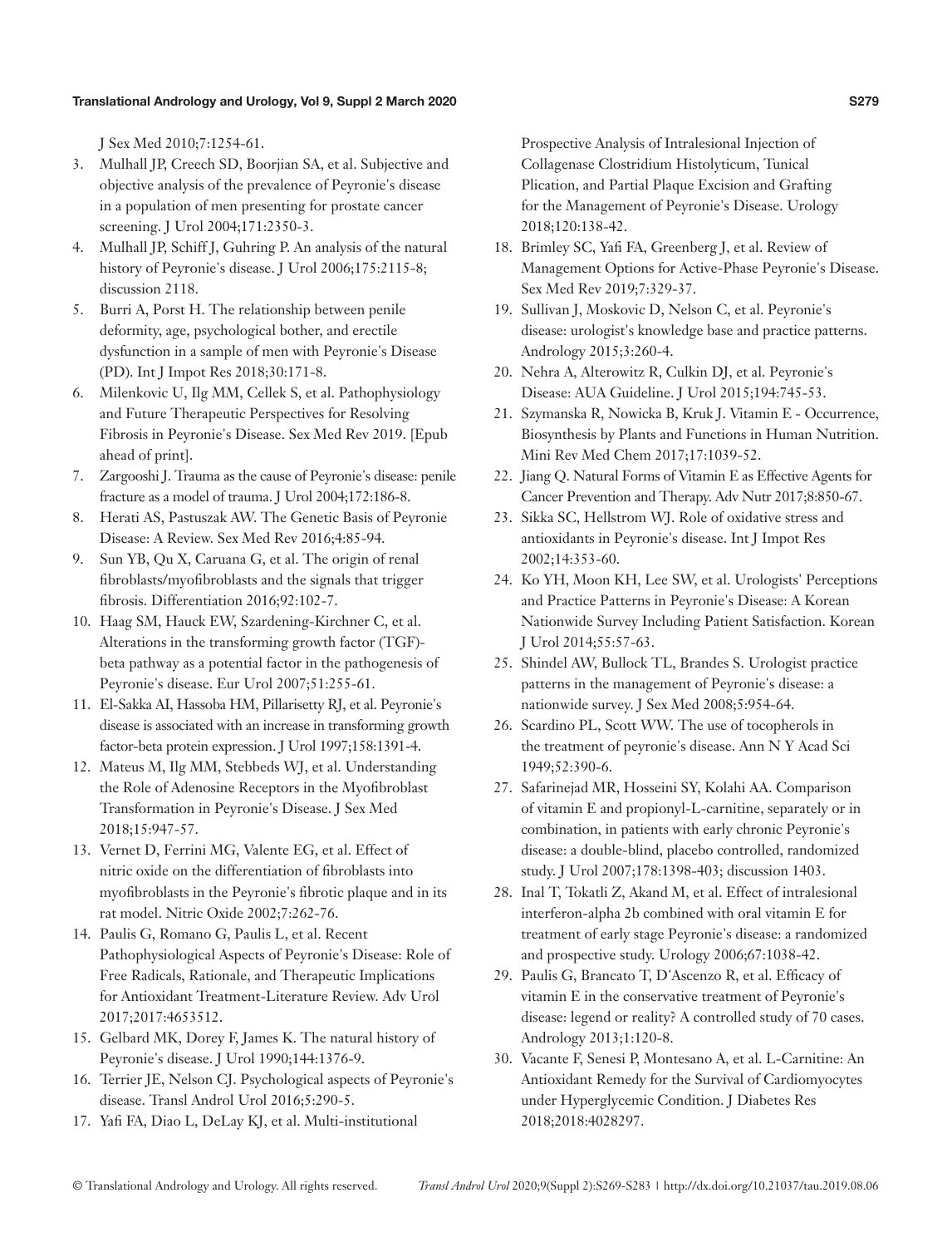J Sex Med 2010;7:1254-61.

3. Mulhall JP, Creech SD, Boorjian SA, et al. Subjective and objective analysis of the prevalence of Peyronie's disease in a population of men presenting for prostate cancer screening. J Urol 2004;171:2350-3.
4. Mulhall JP, Schiff J, Guhring P. An analysis of the natural history of Peyronie's disease. J Urol 2006;175:2115-8; discussion 2118.
5. Burri A, Porst H. The relationship between penile deformity, age, psychological bother, and erectile dysfunction in a sample of men with Peyronie's Disease (PD). Int J Impot Res 2018;30:171-8.
6. Milenkovic U, Ilg MM, Cellek S, et al. Pathophysiology and Future Therapeutic Perspectives for Resolving Fibrosis in Peyronie's Disease. Sex Med Rev 2019. [Epub ahead of print].
7. Zargooshi J. Trauma as the cause of Peyronie's disease: penile fracture as a model of trauma. J Urol 2004;172:186-8.
8. Herati AS, Pastuszak AW. The Genetic Basis of Peyronie Disease: A Review. Sex Med Rev 2016;4:85-94.
9. Sun YB, Qu X, Caruana G, et al. The origin of renal fibroblasts/myofibroblasts and the signals that trigger fibrosis. Differentiation 2016;92:102-7.
10. Haag SM, Hauck EW, Szardening-Kirchner C, et al. Alterations in the transforming growth factor (TGF)-beta pathway as a potential factor in the pathogenesis of Peyronie's disease. Eur Urol 2007;51:255-61.
11. El-Sakka AI, Hassoba HM, Pillarisetty RJ, et al. Peyronie's disease is associated with an increase in transforming growth factor-beta protein expression. J Urol 1997;158:1391-4.
12. Mateus M, Ilg MM, Stebbeds WJ, et al. Understanding the Role of Adenosine Receptors in the Myofibroblast Transformation in Peyronie's Disease. J Sex Med 2018;15:947-57.
13. Vernet D, Ferrini MG, Valente EG, et al. Effect of nitric oxide on the differentiation of fibroblasts into myofibroblasts in the Peyronie's fibrotic plaque and in its rat model. Nitric Oxide 2002;7:262-76.
14. Paulis G, Romano G, Paulis L, et al. Recent Pathophysiological Aspects of Peyronie's Disease: Role of Free Radicals, Rationale, and Therapeutic Implications for Antioxidant Treatment-Literature Review. Adv Urol 2017;2017:4653512.
15. Gelbard MK, Dorey F, James K. The natural history of Peyronie's disease. J Urol 1990;144:1376-9.
16. Terrier JE, Nelson CJ. Psychological aspects of Peyronie's disease. Transl Androl Urol 2016;5:290-5.
17. Yafi FA, Diao L, DeLay KJ, et al. Multi-institutional Prospective Analysis of Intralesional Injection of Collagenase Clostridium Histolyticum, Tunical Plication, and Partial Plaque Excision and Grafting for the Management of Peyronie's Disease. Urology 2018;120:138-42.
18. Brimley SC, Yafi FA, Greenberg J, et al. Review of Management Options for Active-Phase Peyronie's Disease. Sex Med Rev 2019;7:329-37.
19. Sullivan J, Moskovic D, Nelson C, et al. Peyronie's disease: urologist's knowledge base and practice patterns. Andrology 2015;3:260-4.
20. Nehra A, Alterowitz R, Culkin DJ, et al. Peyronie's Disease: AUA Guideline. J Urol 2015;194:745-53.
21. Szymanska R, Nowicka B, Kruk J. Vitamin E - Occurrence, Biosynthesis by Plants and Functions in Human Nutrition. Mini Rev Med Chem 2017;17:1039-52.
22. Jiang Q. Natural Forms of Vitamin E as Effective Agents for Cancer Prevention and Therapy. Adv Nutr 2017;8:850-67.
23. Sikka SC, Hellstrom WJ. Role of oxidative stress and antioxidants in Peyronie's disease. Int J Impot Res 2002;14:353-60.
24. Ko YH, Moon KH, Lee SW, et al. Urologists' Perceptions and Practice Patterns in Peyronie's Disease: A Korean Nationwide Survey Including Patient Satisfaction. Korean J Urol 2014;55:57-63.
25. Shindel AW, Bullock TL, Brandes S. Urologist practice patterns in the management of Peyronie's disease: a nationwide survey. J Sex Med 2008;5:954-64.
26. Scardino PL, Scott WW. The use of tocopherols in the treatment of peyronie's disease. Ann N Y Acad Sci 1949;52:390-6.
27. Safarinejad MR, Hosseini SY, Kolahi AA. Comparison of vitamin E and propionyl-L-carnitine, separately or in combination, in patients with early chronic Peyronie's disease: a double-blind, placebo controlled, randomized study. J Urol 2007;178:1398-403; discussion 1403.
28. Inal T, Tokatli Z, Akand M, et al. Effect of intralesional interferon-alpha 2b combined with oral vitamin E for treatment of early stage Peyronie's disease: a randomized and prospective study. Urology 2006;67:1038-42.
29. Paulis G, Brancato T, D'Ascenzo R, et al. Efficacy of vitamin E in the conservative treatment of Peyronie's disease: legend or reality? A controlled study of 70 cases. Andrology 2013;1:120-8.
30. Vacante F, Senesi P, Montesano A, et al. L-Carnitine: An Antioxidant Remedy for the Survival of Cardiomyocytes under Hyperglycemic Condition. J Diabetes Res 2018;2018:4028297.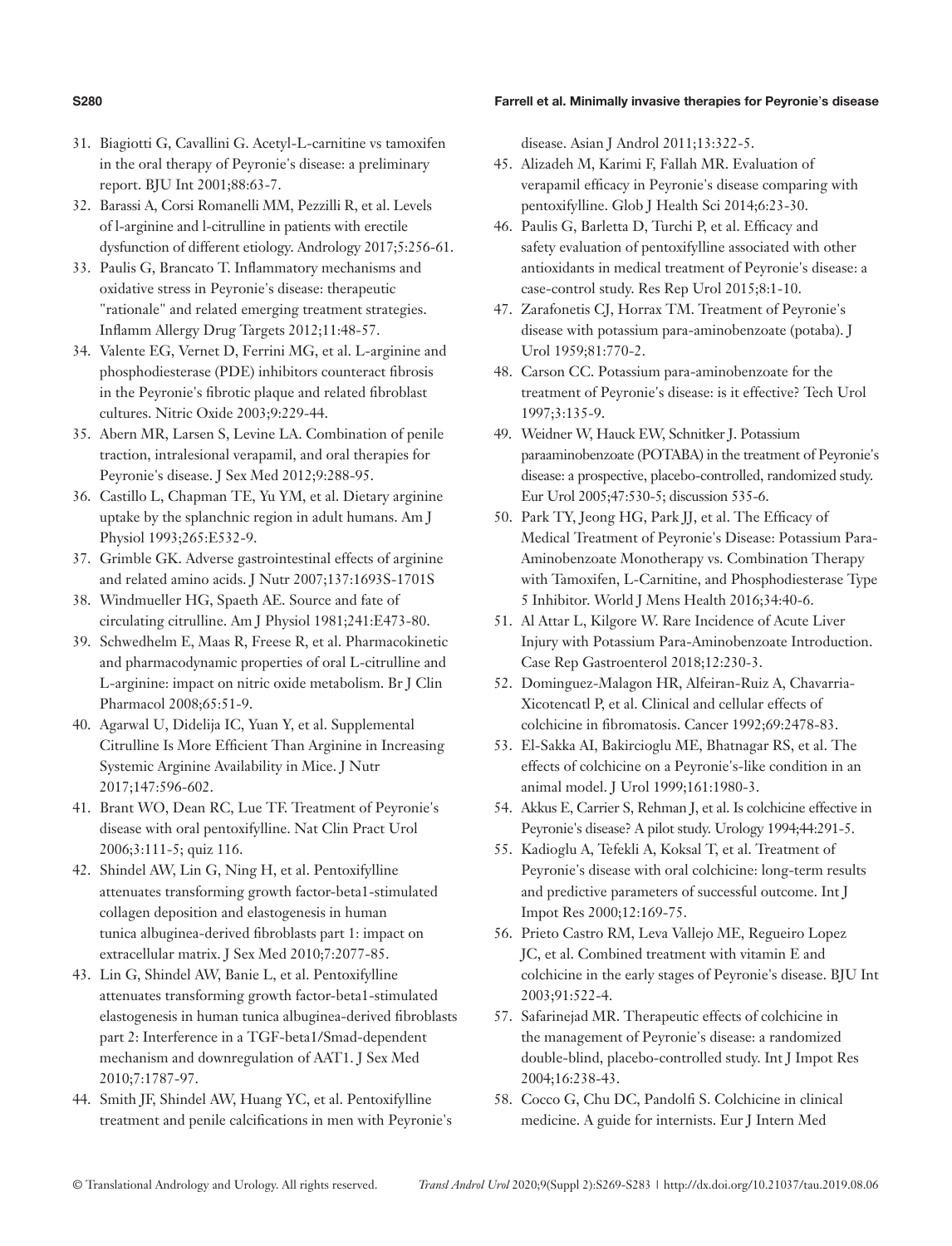31. Biagiotti G, Cavallini G. Acetyl-L-carnitine vs tamoxifen in the oral therapy of Peyronie's disease: a preliminary report. BJU Int 2001;88:63-7.
32. Barassi A, Corsi Romanelli MM, Pezzilli R, et al. Levels of l-arginine and l-citrulline in patients with erectile dysfunction of different etiology. Andrology 2017;5:256-61.
33. Paulis G, Brancato T. Inflammatory mechanisms and oxidative stress in Peyronie's disease: therapeutic "rationale" and related emerging treatment strategies. Inflamm Allergy Drug Targets 2012;11:48-57.
34. Valente EG, Vernet D, Ferrini MG, et al. L-arginine and phosphodiesterase (PDE) inhibitors counteract fibrosis in the Peyronie's fibrotic plaque and related fibroblast cultures. Nitric Oxide 2003;9:229-44.
35. Abern MR, Larsen S, Levine LA. Combination of penile traction, intralesional verapamil, and oral therapies for Peyronie's disease. J Sex Med 2012;9:288-95.
36. Castillo L, Chapman TE, Yu YM, et al. Dietary arginine uptake by the splanchnic region in adult humans. Am J Physiol 1993;265:E532-9.
37. Grimble GK. Adverse gastrointestinal effects of arginine and related amino acids. J Nutr 2007;137:1693S-1701S
38. Windmueller HG, Spaeth AE. Source and fate of circulating citrulline. Am J Physiol 1981;241:E473-80.
39. Schwedhelm E, Maas R, Freese R, et al. Pharmacokinetic and pharmacodynamic properties of oral L-citrulline and L-arginine: impact on nitric oxide metabolism. Br J Clin Pharmacol 2008;65:51-9.
40. Agarwal U, Didelija IC, Yuan Y, et al. Supplemental Citrulline Is More Efficient Than Arginine in Increasing Systemic Arginine Availability in Mice. J Nutr 2017;147:596-602.
41. Brant WO, Dean RC, Lue TF. Treatment of Peyronie's disease with oral pentoxifylline. Nat Clin Pract Urol 2006;3:111-5; quiz 116.
42. Shindel AW, Lin G, Ning H, et al. Pentoxifylline attenuates transforming growth factor-beta1-stimulated collagen deposition and elastogenesis in human tunica albuginea-derived fibroblasts part 1: impact on extracellular matrix. J Sex Med 2010;7:2077-85.
43. Lin G, Shindel AW, Banie L, et al. Pentoxifylline attenuates transforming growth factor-beta1-stimulated elastogenesis in human tunica albuginea-derived fibroblasts part 2: Interference in a TGF-beta1/Smad-dependent mechanism and downregulation of AAT1. J Sex Med 2010;7:1787-97.
44. Smith JF, Shindel AW, Huang YC, et al. Pentoxifylline treatment and penile calcifications in men with Peyronie's disease. Asian J Androl 2011;13:322-5.
45. Alizadeh M, Karimi F, Fallah MR. Evaluation of verapamil efficacy in Peyronie's disease comparing with pentoxifylline. Glob J Health Sci 2014;6:23-30.
46. Paulis G, Barletta D, Turchi P, et al. Efficacy and safety evaluation of pentoxifylline associated with other antioxidants in medical treatment of Peyronie's disease: a case-control study. Res Rep Urol 2015;8:1-10.
47. Zarafonetis CJ, Horrax TM. Treatment of Peyronie's disease with potassium para-aminobenzoate (potaba). J Urol 1959;81:770-2.
48. Carson CC. Potassium para-aminobenzoate for the treatment of Peyronie's disease: is it effective? Tech Urol 1997;3:135-9.
49. Weidner W, Hauck EW, Schnitker J. Potassium paraaminobenzoate (POTABA) in the treatment of Peyronie's disease: a prospective, placebo-controlled, randomized study. Eur Urol 2005;47:530-5; discussion 535-6.
50. Park TY, Jeong HG, Park JJ, et al. The Efficacy of Medical Treatment of Peyronie's Disease: Potassium Para-Aminobenzoate Monotherapy vs. Combination Therapy with Tamoxifen, L-Carnitine, and Phosphodiesterase Type 5 Inhibitor. World J Mens Health 2016;34:40-6.
51. Al Attar L, Kilgore W. Rare Incidence of Acute Liver Injury with Potassium Para-Aminobenzoate Introduction. Case Rep Gastroenterol 2018;12:230-3.
52. Dominguez-Malagon HR, Alfeiran-Ruiz A, Chavarria-Xicotencatl P, et al. Clinical and cellular effects of colchicine in fibromatosis. Cancer 1992;69:2478-83.
53. El-Sakka AI, Bakircioglu ME, Bhatnagar RS, et al. The effects of colchicine on a Peyronie's-like condition in an animal model. J Urol 1999;161:1980-3.
54. Akkus E, Carrier S, Rehman J, et al. Is colchicine effective in Peyronie's disease? A pilot study. Urology 1994;44:291-5.
55. Kadioglu A, Tefekli A, Koksal T, et al. Treatment of Peyronie's disease with oral colchicine: long-term results and predictive parameters of successful outcome. Int J Impot Res 2000;12:169-75.
56. Prieto Castro RM, Leva Vallejo ME, Regueiro Lopez JC, et al. Combined treatment with vitamin E and colchicine in the early stages of Peyronie's disease. BJU Int 2003;91:522-4.
57. Safarinejad MR. Therapeutic effects of colchicine in the management of Peyronie's disease: a randomized double-blind, placebo-controlled study. Int J Impot Res 2004;16:238-43.
58. Cocco G, Chu DC, Pandolfi S. Colchicine in clinical medicine. A guide for internists. Eur J Intern Med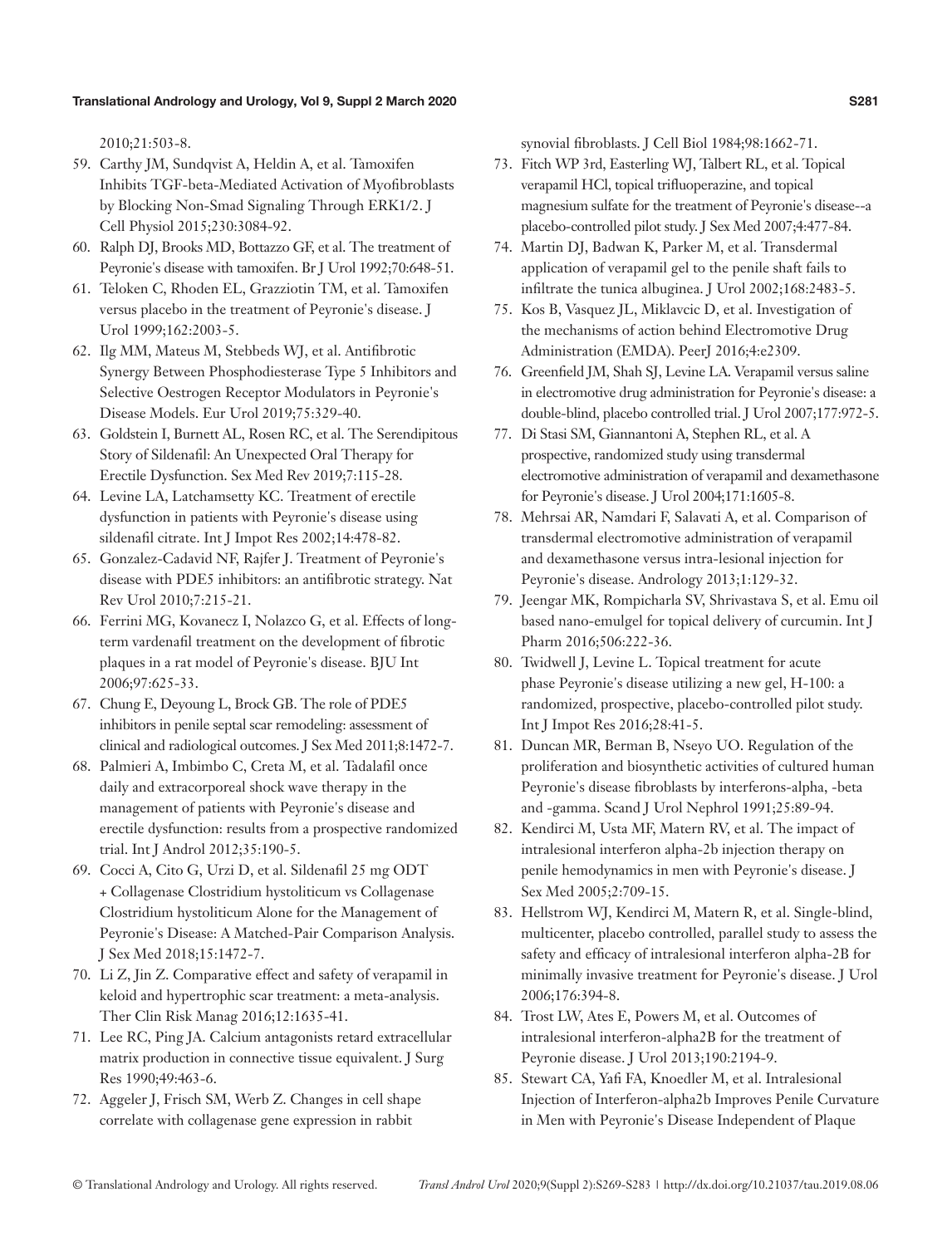2010;21:503-8.

59. Carthy JM, Sundqvist A, Heldin A, et al. Tamoxifen Inhibits TGF-beta-Mediated Activation of Myofibroblasts by Blocking Non-Smad Signaling Through ERK1/2. J Cell Physiol 2015;230:3084-92.
60. Ralph DJ, Brooks MD, Bottazzo GF, et al. The treatment of Peyronie's disease with tamoxifen. Br J Urol 1992;70:648-51.
61. Teloken C, Rhoden EL, Grazziotin TM, et al. Tamoxifen versus placebo in the treatment of Peyronie's disease. J Urol 1999;162:2003-5.
62. Ilg MM, Mateus M, Stebbeds WJ, et al. Antifibrotic Synergy Between Phosphodiesterase Type 5 Inhibitors and Selective Oestrogen Receptor Modulators in Peyronie's Disease Models. Eur Urol 2019;75:329-40.
63. Goldstein I, Burnett AL, Rosen RC, et al. The Serendipitous Story of Sildenafil: An Unexpected Oral Therapy for Erectile Dysfunction. Sex Med Rev 2019;7:115-28.
64. Levine LA, Latchamsetty KC. Treatment of erectile dysfunction in patients with Peyronie's disease using sildenafil citrate. Int J Impot Res 2002;14:478-82.
65. Gonzalez-Cadavid NF, Rajfer J. Treatment of Peyronie's disease with PDE5 inhibitors: an antifibrotic strategy. Nat Rev Urol 2010;7:215-21.
66. Ferrini MG, Kovanecz I, Nolazco G, et al. Effects of long-term vardenafil treatment on the development of fibrotic plaques in a rat model of Peyronie's disease. BJU Int 2006;97:625-33.
67. Chung E, Deyoung L, Brock GB. The role of PDE5 inhibitors in penile septal scar remodeling: assessment of clinical and radiological outcomes. J Sex Med 2011;8:1472-7.
68. Palmieri A, Imbimbo C, Creta M, et al. Tadalafil once daily and extracorporeal shock wave therapy in the management of patients with Peyronie's disease and erectile dysfunction: results from a prospective randomized trial. Int J Androl 2012;35:190-5.
69. Cocci A, Cito G, Urzi D, et al. Sildenafil 25 mg ODT + Collagenase Clostridium hystoliticum vs Collagenase Clostridium hystoliticum Alone for the Management of Peyronie's Disease: A Matched-Pair Comparison Analysis. J Sex Med 2018;15:1472-7.
70. Li Z, Jin Z. Comparative effect and safety of verapamil in keloid and hypertrophic scar treatment: a meta-analysis. Ther Clin Risk Manag 2016;12:1635-41.
71. Lee RC, Ping JA. Calcium antagonists retard extracellular matrix production in connective tissue equivalent. J Surg Res 1990;49:463-6.
72. Aggeler J, Frisch SM, Werb Z. Changes in cell shape correlate with collagenase gene expression in rabbit synovial fibroblasts. J Cell Biol 1984;98:1662-71.
73. Fitch WP 3rd, Easterling WJ, Talbert RL, et al. Topical verapamil HCl, topical trifluoperazine, and topical magnesium sulfate for the treatment of Peyronie's disease--a placebo-controlled pilot study. J Sex Med 2007;4:477-84.
74. Martin DJ, Badwan K, Parker M, et al. Transdermal application of verapamil gel to the penile shaft fails to infiltrate the tunica albuginea. J Urol 2002;168:2483-5.
75. Kos B, Vasquez JL, Miklavcic D, et al. Investigation of the mechanisms of action behind Electromotive Drug Administration (EMDA). PeerJ 2016;4:e2309.
76. Greenfield JM, Shah SJ, Levine LA. Verapamil versus saline in electromotive drug administration for Peyronie's disease: a double-blind, placebo controlled trial. J Urol 2007;177:972-5.
77. Di Stasi SM, Giannantoni A, Stephen RL, et al. A prospective, randomized study using transdermal electromotive administration of verapamil and dexamethasone for Peyronie's disease. J Urol 2004;171:1605-8.
78. Mehrsai AR, Namdari F, Salavati A, et al. Comparison of transdermal electromotive administration of verapamil and dexamethasone versus intra-lesional injection for Peyronie's disease. Andrology 2013;1:129-32.
79. Jeengar MK, Rompicharla SV, Shrivastava S, et al. Emu oil based nano-emulgel for topical delivery of curcumin. Int J Pharm 2016;506:222-36.
80. Twidwell J, Levine L. Topical treatment for acute phase Peyronie's disease utilizing a new gel, H-100: a randomized, prospective, placebo-controlled pilot study. Int J Impot Res 2016;28:41-5.
81. Duncan MR, Berman B, Nseyo UO. Regulation of the proliferation and biosynthetic activities of cultured human Peyronie's disease fibroblasts by interferons-alpha, -beta and -gamma. Scand J Urol Nephrol 1991;25:89-94.
82. Kendirci M, Usta MF, Matern RV, et al. The impact of intralesional interferon alpha-2b injection therapy on penile hemodynamics in men with Peyronie's disease. J Sex Med 2005;2:709-15.
83. Hellstrom WJ, Kendirci M, Matern R, et al. Single-blind, multicenter, placebo controlled, parallel study to assess the safety and efficacy of intralesional interferon alpha-2B for minimally invasive treatment for Peyronie's disease. J Urol 2006;176:394-8.
84. Trost LW, Ates E, Powers M, et al. Outcomes of intralesional interferon-alpha2B for the treatment of Peyronie disease. J Urol 2013;190:2194-9.
85. Stewart CA, Yafi FA, Knoedler M, et al. Intralesional Injection of Interferon-alpha2b Improves Penile Curvature in Men with Peyronie's Disease Independent of Plaque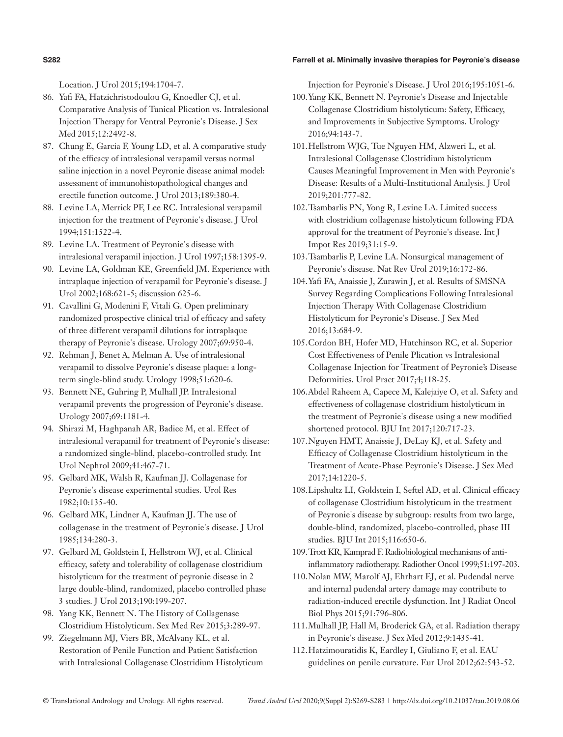Location. J Urol 2015;194:1704-7.

86. Yafi FA, Hatzichristodoulou G, Knoedler CJ, et al. Comparative Analysis of Tunical Plication vs. Intralesional Injection Therapy for Ventral Peyronie's Disease. J Sex Med 2015;12:2492-8.
87. Chung E, Garcia F, Young LD, et al. A comparative study of the efficacy of intralesional verapamil versus normal saline injection in a novel Peyronie disease animal model: assessment of immunohistopathological changes and erectile function outcome. J Urol 2013;189:380-4.
88. Levine LA, Merrick PF, Lee RC. Intralesional verapamil injection for the treatment of Peyronie's disease. J Urol 1994;151:1522-4.
89. Levine LA. Treatment of Peyronie's disease with intralesional verapamil injection. J Urol 1997;158:1395-9.
90. Levine LA, Goldman KE, Greenfield JM. Experience with intraplaque injection of verapamil for Peyronie's disease. J Urol 2002;168:621-5; discussion 625-6.
91. Cavallini G, Modenini F, Vitali G. Open preliminary randomized prospective clinical trial of efficacy and safety of three different verapamil dilutions for intraplaque therapy of Peyronie's disease. Urology 2007;69:950-4.
92. Rehman J, Benet A, Melman A. Use of intralesional verapamil to dissolve Peyronie's disease plaque: a long-term single-blind study. Urology 1998;51:620-6.
93. Bennett NE, Guhring P, Mulhall JP. Intralesional verapamil prevents the progression of Peyronie's disease. Urology 2007;69:1181-4.
94. Shirazi M, Haghpanah AR, Badiee M, et al. Effect of intralesional verapamil for treatment of Peyronie's disease: a randomized single-blind, placebo-controlled study. Int Urol Nephrol 2009;41:467-71.
95. Gelbard MK, Walsh R, Kaufman JJ. Collagenase for Peyronie's disease experimental studies. Urol Res 1982;10:135-40.
96. Gelbard MK, Lindner A, Kaufman JJ. The use of collagenase in the treatment of Peyronie's disease. J Urol 1985;134:280-3.
97. Gelbard M, Goldstein I, Hellstrom WJ, et al. Clinical efficacy, safety and tolerability of collagenase clostridium histolyticum for the treatment of peyronie disease in 2 large double-blind, randomized, placebo controlled phase 3 studies. J Urol 2013;190:199-207.
98. Yang KK, Bennett N. The History of Collagenase Clostridium Histolyticum. Sex Med Rev 2015;3:289-97.
99. Ziegelmann MJ, Viers BR, McAlvany KL, et al. Restoration of Penile Function and Patient Satisfaction with Intralesional Collagenase Clostridium Histolyticum Injection for Peyronie's Disease. J Urol 2016;195:1051-6.
100. Yang KK, Bennett N. Peyronie's Disease and Injectable Collagenase Clostridium histolyticum: Safety, Efficacy, and Improvements in Subjective Symptoms. Urology 2016;94:143-7.
101. Hellstrom WJG, Tue Nguyen HM, Alzweri L, et al. Intralesional Collagenase Clostridium histolyticum Causes Meaningful Improvement in Men with Peyronie's Disease: Results of a Multi-Institutional Analysis. J Urol 2019;201:777-82.
102. Tsambarlis PN, Yong R, Levine LA. Limited success with clostridium collagenase histolyticum following FDA approval for the treatment of Peyronie's disease. Int J Impot Res 2019;31:15-9.
103. Tsambarlis P, Levine LA. Nonsurgical management of Peyronie's disease. Nat Rev Urol 2019;16:172-86.
104. Yafi FA, Anaissie J, Zurawin J, et al. Results of SMSNA Survey Regarding Complications Following Intralesional Injection Therapy With Collagenase Clostridium Histolyticum for Peyronie's Disease. J Sex Med 2016;13:684-9.
105. Cordon BH, Hofer MD, Hutchinson RC, et al. Superior Cost Effectiveness of Penile Plication vs Intralesional Collagenase Injection for Treatment of Peyronie's Disease Deformities. Urol Pract 2017;4;118-25.
106. Abdel Raheem A, Capece M, Kalejaiye O, et al. Safety and effectiveness of collagenase clostridium histolyticum in the treatment of Peyronie's disease using a new modified shortened protocol. BJU Int 2017;120:717-23.
107. Nguyen HMT, Anaissie J, DeLay KJ, et al. Safety and Efficacy of Collagenase Clostridium histolyticum in the Treatment of Acute-Phase Peyronie's Disease. J Sex Med 2017;14:1220-5.
108. Lipshultz LI, Goldstein I, Seftel AD, et al. Clinical efficacy of collagenase Clostridium histolyticum in the treatment of Peyronie's disease by subgroup: results from two large, double-blind, randomized, placebo-controlled, phase III studies. BJU Int 2015;116:650-6.
109. Trott KR, Kamprad F. Radiobiological mechanisms of anti-inflammatory radiotherapy. Radiother Oncol 1999;51:197-203.
110. Nolan MW, Marolf AJ, Ehrhart EJ, et al. Pudendal nerve and internal pudendal artery damage may contribute to radiation-induced erectile dysfunction. Int J Radiat Oncol Biol Phys 2015;91:796-806.
111. Mulhall JP, Hall M, Broderick GA, et al. Radiation therapy in Peyronie's disease. J Sex Med 2012;9:1435-41.
112. Hatzimouratidis K, Eardley I, Giuliano F, et al. EAU guidelines on penile curvature. Eur Urol 2012;62:543-52.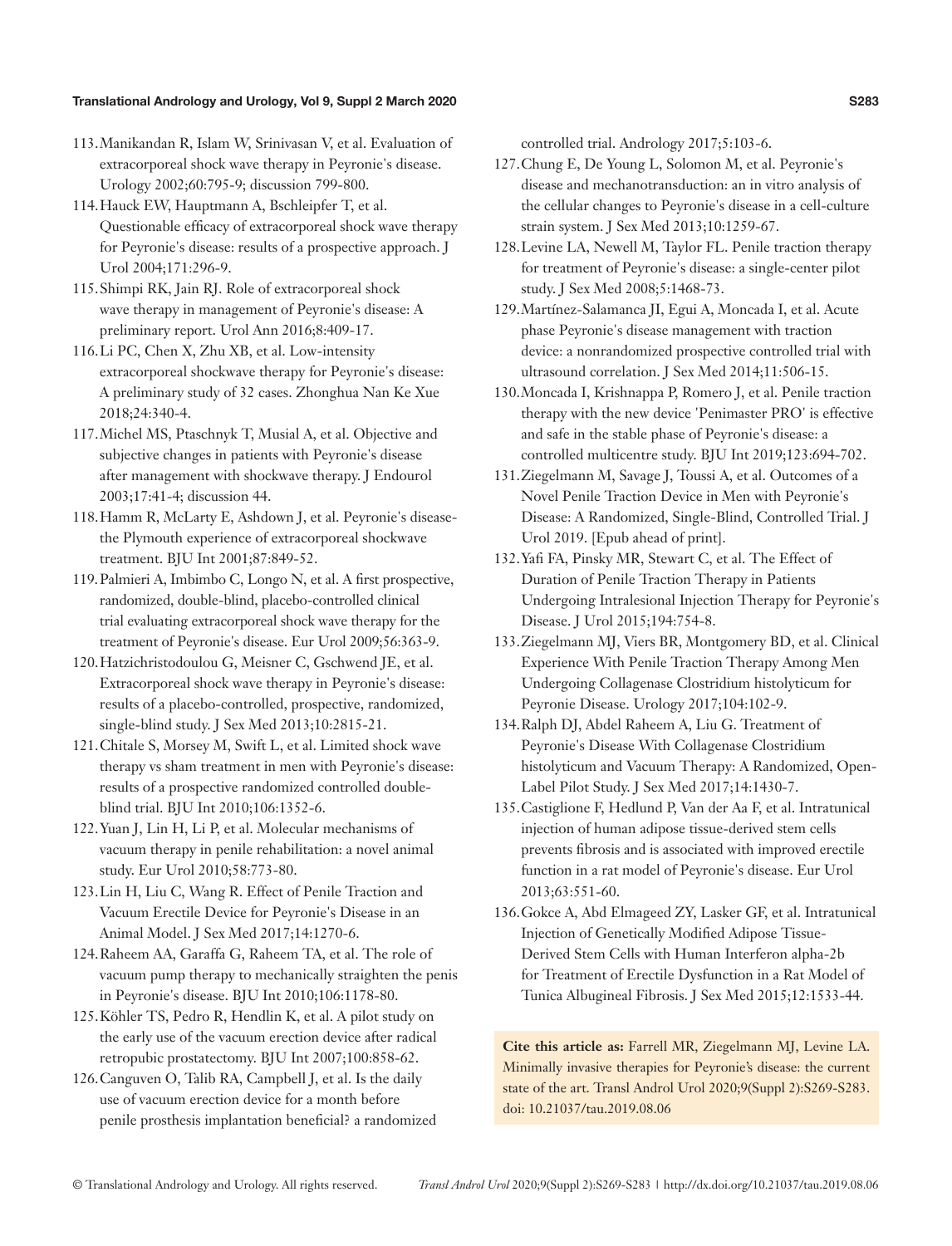113. Manikandan R, Islam W, Srinivasan V, et al. Evaluation of extracorporeal shock wave therapy in Peyronie's disease. Urology 2002;60:795-9; discussion 799-800.
114. Hauck EW, Hauptmann A, Bschleipfer T, et al. Questionable efficacy of extracorporeal shock wave therapy for Peyronie's disease: results of a prospective approach. J Urol 2004;171:296-9.
115. Shimpi RK, Jain RJ. Role of extracorporeal shock wave therapy in management of Peyronie's disease: A preliminary report. Urol Ann 2016;8:409-17.
116. Li PC, Chen X, Zhu XB, et al. Low-intensity extracorporeal shockwave therapy for Peyronie's disease: A preliminary study of 32 cases. Zhonghua Nan Ke Xue 2018;24:340-4.
117. Michel MS, Ptaschnyk T, Musial A, et al. Objective and subjective changes in patients with Peyronie's disease after management with shockwave therapy. J Endourol 2003;17:41-4; discussion 44.
118. Hamm R, McLarty E, Ashdown J, et al. Peyronie's disease-the Plymouth experience of extracorporeal shockwave treatment. BJU Int 2001;87:849-52.
119. Palmieri A, Imbimbo C, Longo N, et al. A first prospective, randomized, double-blind, placebo-controlled clinical trial evaluating extracorporeal shock wave therapy for the treatment of Peyronie's disease. Eur Urol 2009;56:363-9.
120. Hatzichristodoulou G, Meisner C, Gschwend JE, et al. Extracorporeal shock wave therapy in Peyronie's disease: results of a placebo-controlled, prospective, randomized, single-blind study. J Sex Med 2013;10:2815-21.
121. Chitale S, Morsey M, Swift L, et al. Limited shock wave therapy vs sham treatment in men with Peyronie's disease: results of a prospective randomized controlled double-blind trial. BJU Int 2010;106:1352-6.
122. Yuan J, Lin H, Li P, et al. Molecular mechanisms of vacuum therapy in penile rehabilitation: a novel animal study. Eur Urol 2010;58:773-80.
123. Lin H, Liu C, Wang R. Effect of Penile Traction and Vacuum Erectile Device for Peyronie's Disease in an Animal Model. J Sex Med 2017;14:1270-6.
124. Raheem AA, Garaffa G, Raheem TA, et al. The role of vacuum pump therapy to mechanically straighten the penis in Peyronie's disease. BJU Int 2010;106:1178-80.
125. Köhler TS, Pedro R, Hendlin K, et al. A pilot study on the early use of the vacuum erection device after radical retropubic prostatectomy. BJU Int 2007;100:858-62.
126. Canguven O, Talib RA, Campbell J, et al. Is the daily use of vacuum erection device for a month before penile prosthesis implantation beneficial? a randomized controlled trial. Andrology 2017;5:103-6.
127. Chung E, De Young L, Solomon M, et al. Peyronie's disease and mechanotransduction: an in vitro analysis of the cellular changes to Peyronie's disease in a cell-culture strain system. J Sex Med 2013;10:1259-67.
128. Levine LA, Newell M, Taylor FL. Penile traction therapy for treatment of Peyronie's disease: a single-center pilot study. J Sex Med 2008;5:1468-73.
129. Martínez-Salamanca JI, Egui A, Moncada I, et al. Acute phase Peyronie's disease management with traction device: a nonrandomized prospective controlled trial with ultrasound correlation. J Sex Med 2014;11:506-15.
130. Moncada I, Krishnappa P, Romero J, et al. Penile traction therapy with the new device 'Penimaster PRO' is effective and safe in the stable phase of Peyronie's disease: a controlled multicentre study. BJU Int 2019;123:694-702.
131. Ziegelmann M, Savage J, Toussi A, et al. Outcomes of a Novel Penile Traction Device in Men with Peyronie's Disease: A Randomized, Single-Blind, Controlled Trial. J Urol 2019. [Epub ahead of print].
132. Yafi FA, Pinsky MR, Stewart C, et al. The Effect of Duration of Penile Traction Therapy in Patients Undergoing Intralesional Injection Therapy for Peyronie's Disease. J Urol 2015;194:754-8.
133. Ziegelmann MJ, Viers BR, Montgomery BD, et al. Clinical Experience With Penile Traction Therapy Among Men Undergoing Collagenase Clostridium histolyticum for Peyronie Disease. Urology 2017;104:102-9.
134. Ralph DJ, Abdel Raheem A, Liu G. Treatment of Peyronie's Disease With Collagenase Clostridium histolyticum and Vacuum Therapy: A Randomized, Open-Label Pilot Study. J Sex Med 2017;14:1430-7.
135. Castiglione F, Hedlund P, Van der Aa F, et al. Intratunical injection of human adipose tissue-derived stem cells prevents fibrosis and is associated with improved erectile function in a rat model of Peyronie's disease. Eur Urol 2013;63:551-60.
136. Gokce A, Abd Elmageed ZY, Lasker GF, et al. Intratunical Injection of Genetically Modified Adipose Tissue-Derived Stem Cells with Human Interferon alpha-2b for Treatment of Erectile Dysfunction in a Rat Model of Tunica Albugineal Fibrosis. J Sex Med 2015;12:1533-44.

**Cite this article as:** Farrell MR, Ziegelmann MJ, Levine LA. Minimally invasive therapies for Peyronie's disease: the current state of the art. Transl Androl Urol 2020;9(Suppl 2):S269-S283. doi: 10.21037/tau.2019.08.06